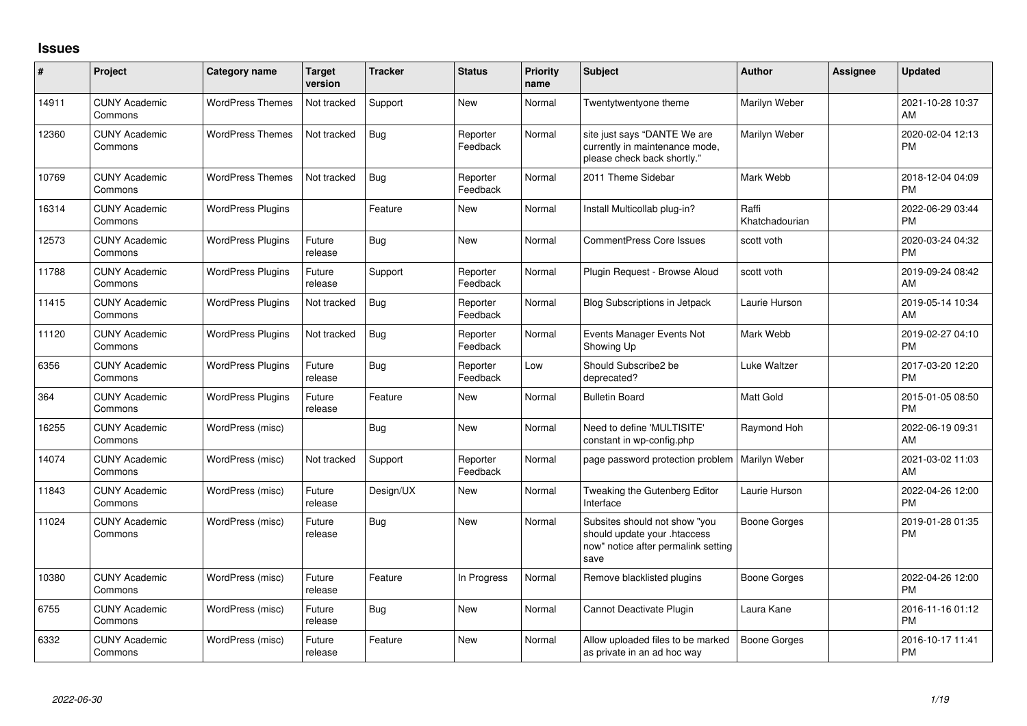## Issues

| # | Project | Category name | Target version | Tracker | Status | Priority name | Subject | Author | Assignee | Updated |
|---|---|---|---|---|---|---|---|---|---|---|
| 14911 | CUNY Academic Commons | WordPress Themes | Not tracked | Support | New | Normal | Twentytwentyone theme | Marilyn Weber | | 2021-10-28 10:37 AM |
| 12360 | CUNY Academic Commons | WordPress Themes | Not tracked | Bug | Reporter Feedback | Normal | site just says "DANTE We are currently in maintenance mode, please check back shortly." | Marilyn Weber | | 2020-02-04 12:13 PM |
| 10769 | CUNY Academic Commons | WordPress Themes | Not tracked | Bug | Reporter Feedback | Normal | 2011 Theme Sidebar | Mark Webb | | 2018-12-04 04:09 PM |
| 16314 | CUNY Academic Commons | WordPress Plugins | | Feature | New | Normal | Install Multicollab plug-in? | Raffi Khatchadourian | | 2022-06-29 03:44 PM |
| 12573 | CUNY Academic Commons | WordPress Plugins | Future release | Bug | New | Normal | CommentPress Core Issues | scott voth | | 2020-03-24 04:32 PM |
| 11788 | CUNY Academic Commons | WordPress Plugins | Future release | Support | Reporter Feedback | Normal | Plugin Request - Browse Aloud | scott voth | | 2019-09-24 08:42 AM |
| 11415 | CUNY Academic Commons | WordPress Plugins | Not tracked | Bug | Reporter Feedback | Normal | Blog Subscriptions in Jetpack | Laurie Hurson | | 2019-05-14 10:34 AM |
| 11120 | CUNY Academic Commons | WordPress Plugins | Not tracked | Bug | Reporter Feedback | Normal | Events Manager Events Not Showing Up | Mark Webb | | 2019-02-27 04:10 PM |
| 6356 | CUNY Academic Commons | WordPress Plugins | Future release | Bug | Reporter Feedback | Low | Should Subscribe2 be deprecated? | Luke Waltzer | | 2017-03-20 12:20 PM |
| 364 | CUNY Academic Commons | WordPress Plugins | Future release | Feature | New | Normal | Bulletin Board | Matt Gold | | 2015-01-05 08:50 PM |
| 16255 | CUNY Academic Commons | WordPress (misc) | | Bug | New | Normal | Need to define 'MULTISITE' constant in wp-config.php | Raymond Hoh | | 2022-06-19 09:31 AM |
| 14074 | CUNY Academic Commons | WordPress (misc) | Not tracked | Support | Reporter Feedback | Normal | page password protection problem | Marilyn Weber | | 2021-03-02 11:03 AM |
| 11843 | CUNY Academic Commons | WordPress (misc) | Future release | Design/UX | New | Normal | Tweaking the Gutenberg Editor Interface | Laurie Hurson | | 2022-04-26 12:00 PM |
| 11024 | CUNY Academic Commons | WordPress (misc) | Future release | Bug | New | Normal | Subsites should not show "you should update your .htaccess now" notice after permalink setting save | Boone Gorges | | 2019-01-28 01:35 PM |
| 10380 | CUNY Academic Commons | WordPress (misc) | Future release | Feature | In Progress | Normal | Remove blacklisted plugins | Boone Gorges | | 2022-04-26 12:00 PM |
| 6755 | CUNY Academic Commons | WordPress (misc) | Future release | Bug | New | Normal | Cannot Deactivate Plugin | Laura Kane | | 2016-11-16 01:12 PM |
| 6332 | CUNY Academic Commons | WordPress (misc) | Future release | Feature | New | Normal | Allow uploaded files to be marked as private in an ad hoc way | Boone Gorges | | 2016-10-17 11:41 PM |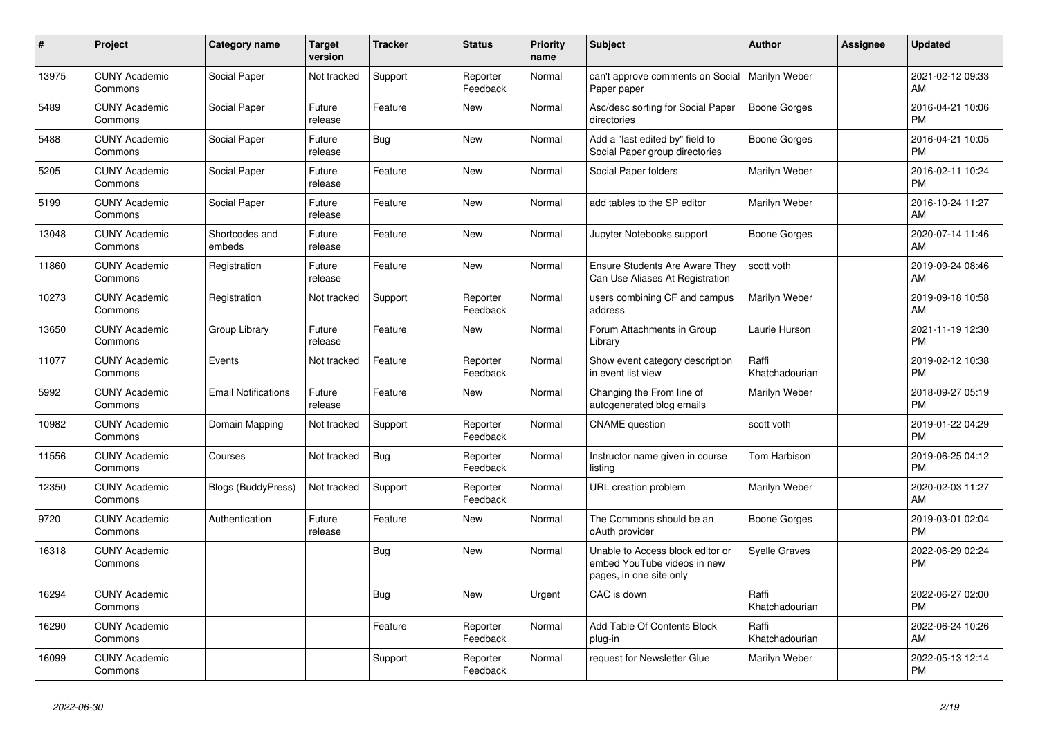| # | Project | Category name | Target version | Tracker | Status | Priority name | Subject | Author | Assignee | Updated |
|---|---|---|---|---|---|---|---|---|---|---|
| 13975 | CUNY Academic Commons | Social Paper | Not tracked | Support | Reporter Feedback | Normal | can't approve comments on Social Paper paper | Marilyn Weber | | 2021-02-12 09:33 AM |
| 5489 | CUNY Academic Commons | Social Paper | Future release | Feature | New | Normal | Asc/desc sorting for Social Paper directories | Boone Gorges | | 2016-04-21 10:06 PM |
| 5488 | CUNY Academic Commons | Social Paper | Future release | Bug | New | Normal | Add a "last edited by" field to Social Paper group directories | Boone Gorges | | 2016-04-21 10:05 PM |
| 5205 | CUNY Academic Commons | Social Paper | Future release | Feature | New | Normal | Social Paper folders | Marilyn Weber | | 2016-02-11 10:24 PM |
| 5199 | CUNY Academic Commons | Social Paper | Future release | Feature | New | Normal | add tables to the SP editor | Marilyn Weber | | 2016-10-24 11:27 AM |
| 13048 | CUNY Academic Commons | Shortcodes and embeds | Future release | Feature | New | Normal | Jupyter Notebooks support | Boone Gorges | | 2020-07-14 11:46 AM |
| 11860 | CUNY Academic Commons | Registration | Future release | Feature | New | Normal | Ensure Students Are Aware They Can Use Aliases At Registration | scott voth | | 2019-09-24 08:46 AM |
| 10273 | CUNY Academic Commons | Registration | Not tracked | Support | Reporter Feedback | Normal | users combining CF and campus address | Marilyn Weber | | 2019-09-18 10:58 AM |
| 13650 | CUNY Academic Commons | Group Library | Future release | Feature | New | Normal | Forum Attachments in Group Library | Laurie Hurson | | 2021-11-19 12:30 PM |
| 11077 | CUNY Academic Commons | Events | Not tracked | Feature | Reporter Feedback | Normal | Show event category description in event list view | Raffi Khatchadourian | | 2019-02-12 10:38 PM |
| 5992 | CUNY Academic Commons | Email Notifications | Future release | Feature | New | Normal | Changing the From line of autogenerated blog emails | Marilyn Weber | | 2018-09-27 05:19 PM |
| 10982 | CUNY Academic Commons | Domain Mapping | Not tracked | Support | Reporter Feedback | Normal | CNAME question | scott voth | | 2019-01-22 04:29 PM |
| 11556 | CUNY Academic Commons | Courses | Not tracked | Bug | Reporter Feedback | Normal | Instructor name given in course listing | Tom Harbison | | 2019-06-25 04:12 PM |
| 12350 | CUNY Academic Commons | Blogs (BuddyPress) | Not tracked | Support | Reporter Feedback | Normal | URL creation problem | Marilyn Weber | | 2020-02-03 11:27 AM |
| 9720 | CUNY Academic Commons | Authentication | Future release | Feature | New | Normal | The Commons should be an oAuth provider | Boone Gorges | | 2019-03-01 02:04 PM |
| 16318 | CUNY Academic Commons | | | Bug | New | Normal | Unable to Access block editor or embed YouTube videos in new pages, in one site only | Syelle Graves | | 2022-06-29 02:24 PM |
| 16294 | CUNY Academic Commons | | | Bug | New | Urgent | CAC is down | Raffi Khatchadourian | | 2022-06-27 02:00 PM |
| 16290 | CUNY Academic Commons | | | Feature | Reporter Feedback | Normal | Add Table Of Contents Block plug-in | Raffi Khatchadourian | | 2022-06-24 10:26 AM |
| 16099 | CUNY Academic Commons | | | Support | Reporter Feedback | Normal | request for Newsletter Glue | Marilyn Weber | | 2022-05-13 12:14 PM |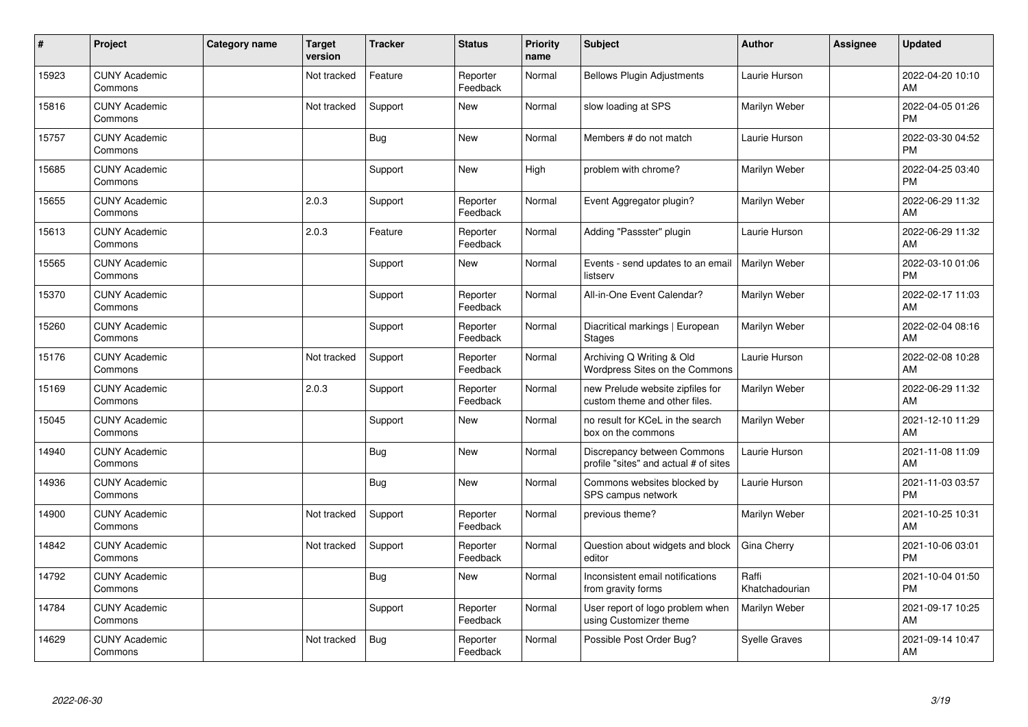| # | Project | Category name | Target version | Tracker | Status | Priority name | Subject | Author | Assignee | Updated |
|---|---|---|---|---|---|---|---|---|---|---|
| 15923 | CUNY Academic Commons | | Not tracked | Feature | Reporter Feedback | Normal | Bellows Plugin Adjustments | Laurie Hurson | | 2022-04-20 10:10 AM |
| 15816 | CUNY Academic Commons | | Not tracked | Support | New | Normal | slow loading at SPS | Marilyn Weber | | 2022-04-05 01:26 PM |
| 15757 | CUNY Academic Commons | | | Bug | New | Normal | Members # do not match | Laurie Hurson | | 2022-03-30 04:52 PM |
| 15685 | CUNY Academic Commons | | | Support | New | High | problem with chrome? | Marilyn Weber | | 2022-04-25 03:40 PM |
| 15655 | CUNY Academic Commons | | 2.0.3 | Support | Reporter Feedback | Normal | Event Aggregator plugin? | Marilyn Weber | | 2022-06-29 11:32 AM |
| 15613 | CUNY Academic Commons | | 2.0.3 | Feature | Reporter Feedback | Normal | Adding "Passster" plugin | Laurie Hurson | | 2022-06-29 11:32 AM |
| 15565 | CUNY Academic Commons | | | Support | New | Normal | Events - send updates to an email listserv | Marilyn Weber | | 2022-03-10 01:06 PM |
| 15370 | CUNY Academic Commons | | | Support | Reporter Feedback | Normal | All-in-One Event Calendar? | Marilyn Weber | | 2022-02-17 11:03 AM |
| 15260 | CUNY Academic Commons | | | Support | Reporter Feedback | Normal | Diacritical markings \| European Stages | Marilyn Weber | | 2022-02-04 08:16 AM |
| 15176 | CUNY Academic Commons | | Not tracked | Support | Reporter Feedback | Normal | Archiving Q Writing & Old Wordpress Sites on the Commons | Laurie Hurson | | 2022-02-08 10:28 AM |
| 15169 | CUNY Academic Commons | | 2.0.3 | Support | Reporter Feedback | Normal | new Prelude website zipfiles for custom theme and other files. | Marilyn Weber | | 2022-06-29 11:32 AM |
| 15045 | CUNY Academic Commons | | | Support | New | Normal | no result for KCeL in the search box on the commons | Marilyn Weber | | 2021-12-10 11:29 AM |
| 14940 | CUNY Academic Commons | | | Bug | New | Normal | Discrepancy between Commons profile "sites" and actual # of sites | Laurie Hurson | | 2021-11-08 11:09 AM |
| 14936 | CUNY Academic Commons | | | Bug | New | Normal | Commons websites blocked by SPS campus network | Laurie Hurson | | 2021-11-03 03:57 PM |
| 14900 | CUNY Academic Commons | | Not tracked | Support | Reporter Feedback | Normal | previous theme? | Marilyn Weber | | 2021-10-25 10:31 AM |
| 14842 | CUNY Academic Commons | | Not tracked | Support | Reporter Feedback | Normal | Question about widgets and block editor | Gina Cherry | | 2021-10-06 03:01 PM |
| 14792 | CUNY Academic Commons | | | Bug | New | Normal | Inconsistent email notifications from gravity forms | Raffi Khatchadourian | | 2021-10-04 01:50 PM |
| 14784 | CUNY Academic Commons | | | Support | Reporter Feedback | Normal | User report of logo problem when using Customizer theme | Marilyn Weber | | 2021-09-17 10:25 AM |
| 14629 | CUNY Academic Commons | | Not tracked | Bug | Reporter Feedback | Normal | Possible Post Order Bug? | Syelle Graves | | 2021-09-14 10:47 AM |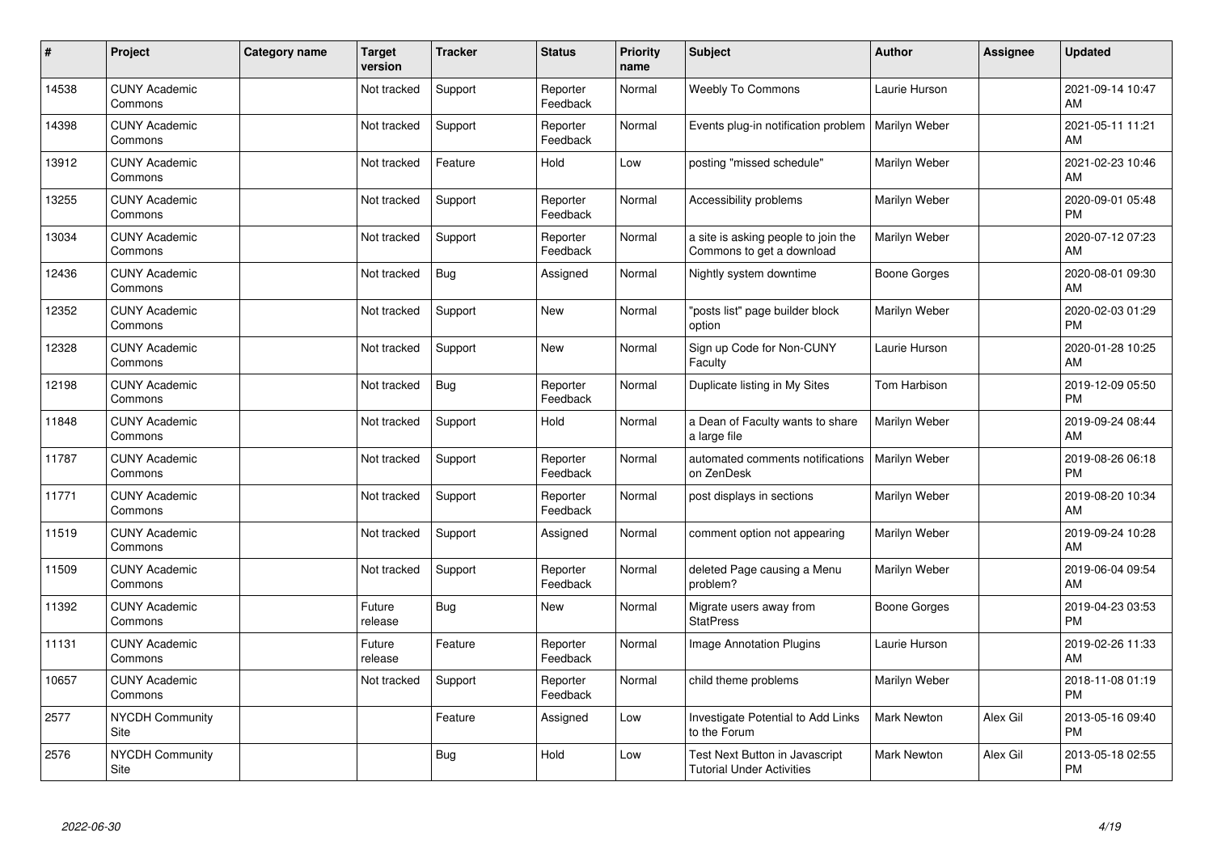| # | Project | Category name | Target version | Tracker | Status | Priority name | Subject | Author | Assignee | Updated |
|---|---|---|---|---|---|---|---|---|---|---|
| 14538 | CUNY Academic Commons | | Not tracked | Support | Reporter Feedback | Normal | Weebly To Commons | Laurie Hurson | | 2021-09-14 10:47 AM |
| 14398 | CUNY Academic Commons | | Not tracked | Support | Reporter Feedback | Normal | Events plug-in notification problem | Marilyn Weber | | 2021-05-11 11:21 AM |
| 13912 | CUNY Academic Commons | | Not tracked | Feature | Hold | Low | posting "missed schedule" | Marilyn Weber | | 2021-02-23 10:46 AM |
| 13255 | CUNY Academic Commons | | Not tracked | Support | Reporter Feedback | Normal | Accessibility problems | Marilyn Weber | | 2020-09-01 05:48 PM |
| 13034 | CUNY Academic Commons | | Not tracked | Support | Reporter Feedback | Normal | a site is asking people to join the Commons to get a download | Marilyn Weber | | 2020-07-12 07:23 AM |
| 12436 | CUNY Academic Commons | | Not tracked | Bug | Assigned | Normal | Nightly system downtime | Boone Gorges | | 2020-08-01 09:30 AM |
| 12352 | CUNY Academic Commons | | Not tracked | Support | New | Normal | "posts list" page builder block option | Marilyn Weber | | 2020-02-03 01:29 PM |
| 12328 | CUNY Academic Commons | | Not tracked | Support | New | Normal | Sign up Code for Non-CUNY Faculty | Laurie Hurson | | 2020-01-28 10:25 AM |
| 12198 | CUNY Academic Commons | | Not tracked | Bug | Reporter Feedback | Normal | Duplicate listing in My Sites | Tom Harbison | | 2019-12-09 05:50 PM |
| 11848 | CUNY Academic Commons | | Not tracked | Support | Hold | Normal | a Dean of Faculty wants to share a large file | Marilyn Weber | | 2019-09-24 08:44 AM |
| 11787 | CUNY Academic Commons | | Not tracked | Support | Reporter Feedback | Normal | automated comments notifications on ZenDesk | Marilyn Weber | | 2019-08-26 06:18 PM |
| 11771 | CUNY Academic Commons | | Not tracked | Support | Reporter Feedback | Normal | post displays in sections | Marilyn Weber | | 2019-08-20 10:34 AM |
| 11519 | CUNY Academic Commons | | Not tracked | Support | Assigned | Normal | comment option not appearing | Marilyn Weber | | 2019-09-24 10:28 AM |
| 11509 | CUNY Academic Commons | | Not tracked | Support | Reporter Feedback | Normal | deleted Page causing a Menu problem? | Marilyn Weber | | 2019-06-04 09:54 AM |
| 11392 | CUNY Academic Commons | | Future release | Bug | New | Normal | Migrate users away from StatPress | Boone Gorges | | 2019-04-23 03:53 PM |
| 11131 | CUNY Academic Commons | | Future release | Feature | Reporter Feedback | Normal | Image Annotation Plugins | Laurie Hurson | | 2019-02-26 11:33 AM |
| 10657 | CUNY Academic Commons | | Not tracked | Support | Reporter Feedback | Normal | child theme problems | Marilyn Weber | | 2018-11-08 01:19 PM |
| 2577 | NYCDH Community Site | | | Feature | Assigned | Low | Investigate Potential to Add Links to the Forum | Mark Newton | Alex Gil | 2013-05-16 09:40 PM |
| 2576 | NYCDH Community Site | | | Bug | Hold | Low | Test Next Button in Javascript Tutorial Under Activities | Mark Newton | Alex Gil | 2013-05-18 02:55 PM |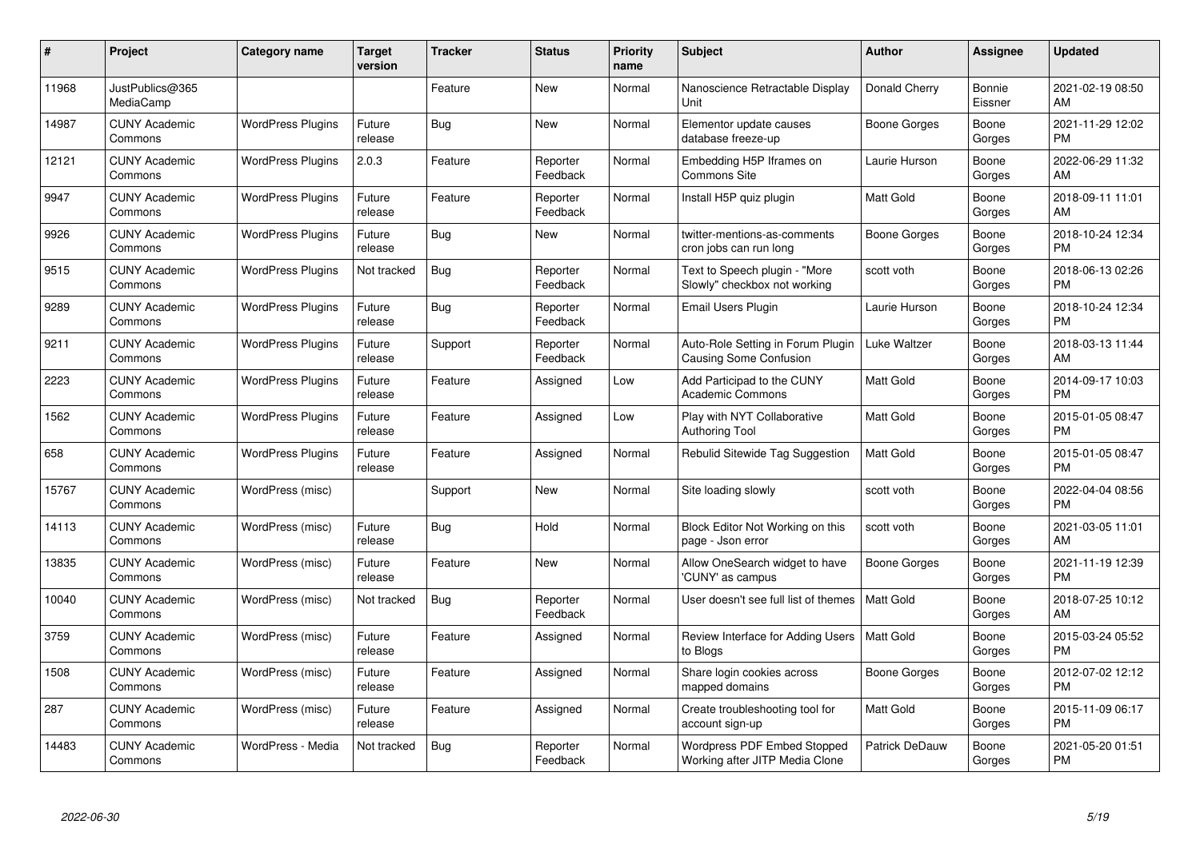| # | Project | Category name | Target version | Tracker | Status | Priority name | Subject | Author | Assignee | Updated |
|---|---|---|---|---|---|---|---|---|---|---|
| 11968 | JustPublics@365 MediaCamp | | | Feature | New | Normal | Nanoscience Retractable Display Unit | Donald Cherry | Bonnie Eissner | 2021-02-19 08:50 AM |
| 14987 | CUNY Academic Commons | WordPress Plugins | Future release | Bug | New | Normal | Elementor update causes database freeze-up | Boone Gorges | Boone Gorges | 2021-11-29 12:02 PM |
| 12121 | CUNY Academic Commons | WordPress Plugins | 2.0.3 | Feature | Reporter Feedback | Normal | Embedding H5P Iframes on Commons Site | Laurie Hurson | Boone Gorges | 2022-06-29 11:32 AM |
| 9947 | CUNY Academic Commons | WordPress Plugins | Future release | Feature | Reporter Feedback | Normal | Install H5P quiz plugin | Matt Gold | Boone Gorges | 2018-09-11 11:01 AM |
| 9926 | CUNY Academic Commons | WordPress Plugins | Future release | Bug | New | Normal | twitter-mentions-as-comments cron jobs can run long | Boone Gorges | Boone Gorges | 2018-10-24 12:34 PM |
| 9515 | CUNY Academic Commons | WordPress Plugins | Not tracked | Bug | Reporter Feedback | Normal | Text to Speech plugin - "More Slowly" checkbox not working | scott voth | Boone Gorges | 2018-06-13 02:26 PM |
| 9289 | CUNY Academic Commons | WordPress Plugins | Future release | Bug | Reporter Feedback | Normal | Email Users Plugin | Laurie Hurson | Boone Gorges | 2018-10-24 12:34 PM |
| 9211 | CUNY Academic Commons | WordPress Plugins | Future release | Support | Reporter Feedback | Normal | Auto-Role Setting in Forum Plugin Causing Some Confusion | Luke Waltzer | Boone Gorges | 2018-03-13 11:44 AM |
| 2223 | CUNY Academic Commons | WordPress Plugins | Future release | Feature | Assigned | Low | Add Participad to the CUNY Academic Commons | Matt Gold | Boone Gorges | 2014-09-17 10:03 PM |
| 1562 | CUNY Academic Commons | WordPress Plugins | Future release | Feature | Assigned | Low | Play with NYT Collaborative Authoring Tool | Matt Gold | Boone Gorges | 2015-01-05 08:47 PM |
| 658 | CUNY Academic Commons | WordPress Plugins | Future release | Feature | Assigned | Normal | Rebulid Sitewide Tag Suggestion | Matt Gold | Boone Gorges | 2015-01-05 08:47 PM |
| 15767 | CUNY Academic Commons | WordPress (misc) | | Support | New | Normal | Site loading slowly | scott voth | Boone Gorges | 2022-04-04 08:56 PM |
| 14113 | CUNY Academic Commons | WordPress (misc) | Future release | Bug | Hold | Normal | Block Editor Not Working on this page - Json error | scott voth | Boone Gorges | 2021-03-05 11:01 AM |
| 13835 | CUNY Academic Commons | WordPress (misc) | Future release | Feature | New | Normal | Allow OneSearch widget to have 'CUNY' as campus | Boone Gorges | Boone Gorges | 2021-11-19 12:39 PM |
| 10040 | CUNY Academic Commons | WordPress (misc) | Not tracked | Bug | Reporter Feedback | Normal | User doesn't see full list of themes | Matt Gold | Boone Gorges | 2018-07-25 10:12 AM |
| 3759 | CUNY Academic Commons | WordPress (misc) | Future release | Feature | Assigned | Normal | Review Interface for Adding Users to Blogs | Matt Gold | Boone Gorges | 2015-03-24 05:52 PM |
| 1508 | CUNY Academic Commons | WordPress (misc) | Future release | Feature | Assigned | Normal | Share login cookies across mapped domains | Boone Gorges | Boone Gorges | 2012-07-02 12:12 PM |
| 287 | CUNY Academic Commons | WordPress (misc) | Future release | Feature | Assigned | Normal | Create troubleshooting tool for account sign-up | Matt Gold | Boone Gorges | 2015-11-09 06:17 PM |
| 14483 | CUNY Academic Commons | WordPress - Media | Not tracked | Bug | Reporter Feedback | Normal | Wordpress PDF Embed Stopped Working after JITP Media Clone | Patrick DeDauw | Boone Gorges | 2021-05-20 01:51 PM |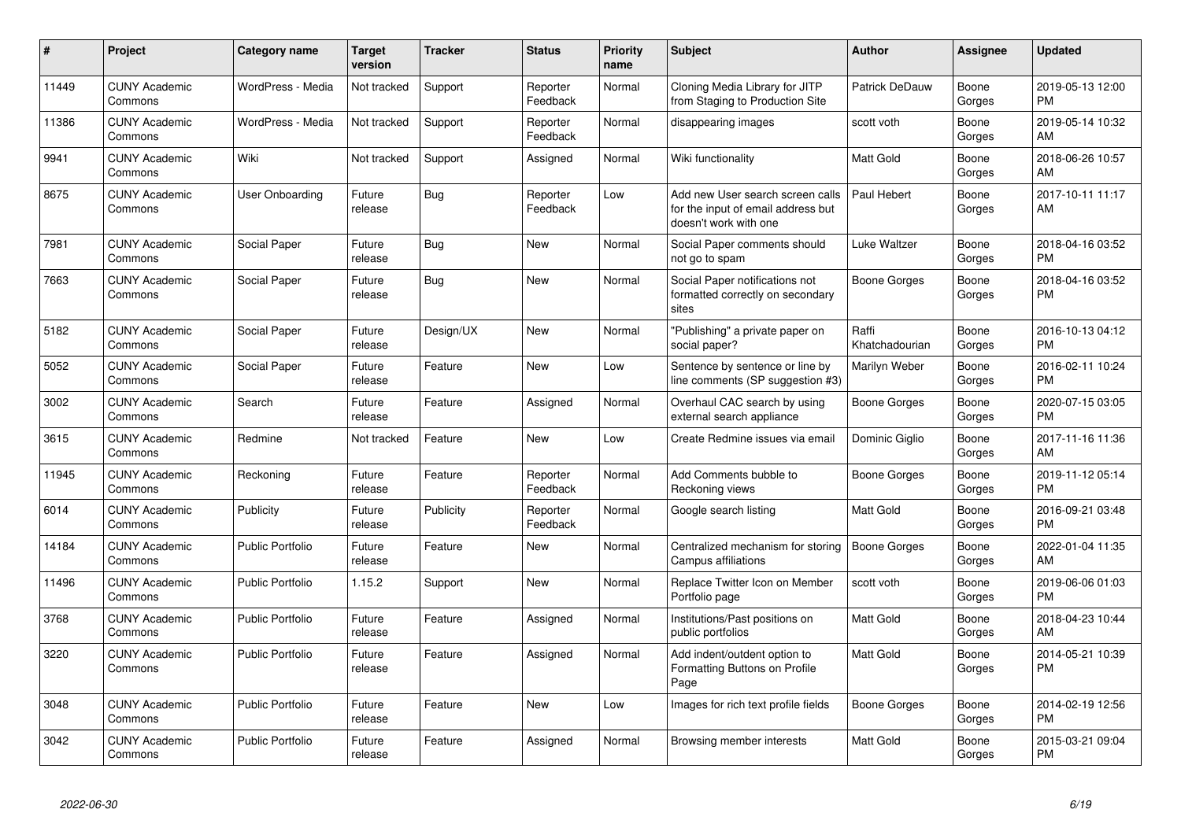| # | Project | Category name | Target version | Tracker | Status | Priority name | Subject | Author | Assignee | Updated |
|---|---|---|---|---|---|---|---|---|---|---|
| 11449 | CUNY Academic Commons | WordPress - Media | Not tracked | Support | Reporter Feedback | Normal | Cloning Media Library for JITP from Staging to Production Site | Patrick DeDauw | Boone Gorges | 2019-05-13 12:00 PM |
| 11386 | CUNY Academic Commons | WordPress - Media | Not tracked | Support | Reporter Feedback | Normal | disappearing images | scott voth | Boone Gorges | 2019-05-14 10:32 AM |
| 9941 | CUNY Academic Commons | Wiki | Not tracked | Support | Assigned | Normal | Wiki functionality | Matt Gold | Boone Gorges | 2018-06-26 10:57 AM |
| 8675 | CUNY Academic Commons | User Onboarding | Future release | Bug | Reporter Feedback | Low | Add new User search screen calls for the input of email address but doesn't work with one | Paul Hebert | Boone Gorges | 2017-10-11 11:17 AM |
| 7981 | CUNY Academic Commons | Social Paper | Future release | Bug | New | Normal | Social Paper comments should not go to spam | Luke Waltzer | Boone Gorges | 2018-04-16 03:52 PM |
| 7663 | CUNY Academic Commons | Social Paper | Future release | Bug | New | Normal | Social Paper notifications not formatted correctly on secondary sites | Boone Gorges | Boone Gorges | 2018-04-16 03:52 PM |
| 5182 | CUNY Academic Commons | Social Paper | Future release | Design/UX | New | Normal | "Publishing" a private paper on social paper? | Raffi Khatchadourian | Boone Gorges | 2016-10-13 04:12 PM |
| 5052 | CUNY Academic Commons | Social Paper | Future release | Feature | New | Low | Sentence by sentence or line by line comments (SP suggestion #3) | Marilyn Weber | Boone Gorges | 2016-02-11 10:24 PM |
| 3002 | CUNY Academic Commons | Search | Future release | Feature | Assigned | Normal | Overhaul CAC search by using external search appliance | Boone Gorges | Boone Gorges | 2020-07-15 03:05 PM |
| 3615 | CUNY Academic Commons | Redmine | Not tracked | Feature | New | Low | Create Redmine issues via email | Dominic Giglio | Boone Gorges | 2017-11-16 11:36 AM |
| 11945 | CUNY Academic Commons | Reckoning | Future release | Feature | Reporter Feedback | Normal | Add Comments bubble to Reckoning views | Boone Gorges | Boone Gorges | 2019-11-12 05:14 PM |
| 6014 | CUNY Academic Commons | Publicity | Future release | Publicity | Reporter Feedback | Normal | Google search listing | Matt Gold | Boone Gorges | 2016-09-21 03:48 PM |
| 14184 | CUNY Academic Commons | Public Portfolio | Future release | Feature | New | Normal | Centralized mechanism for storing Campus affiliations | Boone Gorges | Boone Gorges | 2022-01-04 11:35 AM |
| 11496 | CUNY Academic Commons | Public Portfolio | 1.15.2 | Support | New | Normal | Replace Twitter Icon on Member Portfolio page | scott voth | Boone Gorges | 2019-06-06 01:03 PM |
| 3768 | CUNY Academic Commons | Public Portfolio | Future release | Feature | Assigned | Normal | Institutions/Past positions on public portfolios | Matt Gold | Boone Gorges | 2018-04-23 10:44 AM |
| 3220 | CUNY Academic Commons | Public Portfolio | Future release | Feature | Assigned | Normal | Add indent/outdent option to Formatting Buttons on Profile Page | Matt Gold | Boone Gorges | 2014-05-21 10:39 PM |
| 3048 | CUNY Academic Commons | Public Portfolio | Future release | Feature | New | Low | Images for rich text profile fields | Boone Gorges | Boone Gorges | 2014-02-19 12:56 PM |
| 3042 | CUNY Academic Commons | Public Portfolio | Future release | Feature | Assigned | Normal | Browsing member interests | Matt Gold | Boone Gorges | 2015-03-21 09:04 PM |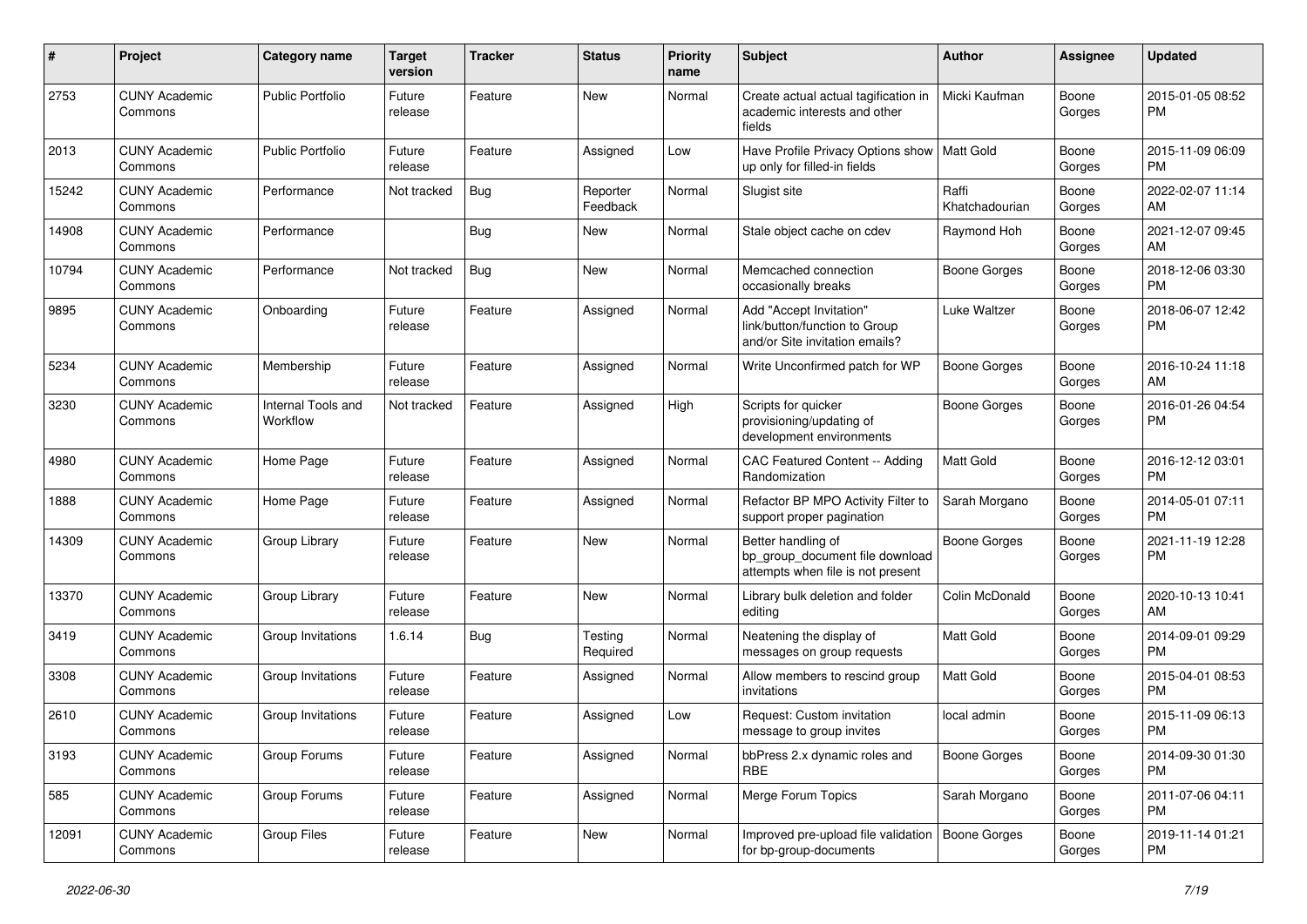| # | Project | Category name | Target version | Tracker | Status | Priority name | Subject | Author | Assignee | Updated |
|---|---|---|---|---|---|---|---|---|---|---|
| 2753 | CUNY Academic Commons | Public Portfolio | Future release | Feature | New | Normal | Create actual actual tagification in academic interests and other fields | Micki Kaufman | Boone Gorges | 2015-01-05 08:52 PM |
| 2013 | CUNY Academic Commons | Public Portfolio | Future release | Feature | Assigned | Low | Have Profile Privacy Options show up only for filled-in fields | Matt Gold | Boone Gorges | 2015-11-09 06:09 PM |
| 15242 | CUNY Academic Commons | Performance | Not tracked | Bug | Reporter Feedback | Normal | Slugist site | Raffi Khatchadourian | Boone Gorges | 2022-02-07 11:14 AM |
| 14908 | CUNY Academic Commons | Performance | | Bug | New | Normal | Stale object cache on cdev | Raymond Hoh | Boone Gorges | 2021-12-07 09:45 AM |
| 10794 | CUNY Academic Commons | Performance | Not tracked | Bug | New | Normal | Memcached connection occasionally breaks | Boone Gorges | Boone Gorges | 2018-12-06 03:30 PM |
| 9895 | CUNY Academic Commons | Onboarding | Future release | Feature | Assigned | Normal | Add "Accept Invitation" link/button/function to Group and/or Site invitation emails? | Luke Waltzer | Boone Gorges | 2018-06-07 12:42 PM |
| 5234 | CUNY Academic Commons | Membership | Future release | Feature | Assigned | Normal | Write Unconfirmed patch for WP | Boone Gorges | Boone Gorges | 2016-10-24 11:18 AM |
| 3230 | CUNY Academic Commons | Internal Tools and Workflow | Not tracked | Feature | Assigned | High | Scripts for quicker provisioning/updating of development environments | Boone Gorges | Boone Gorges | 2016-01-26 04:54 PM |
| 4980 | CUNY Academic Commons | Home Page | Future release | Feature | Assigned | Normal | CAC Featured Content -- Adding Randomization | Matt Gold | Boone Gorges | 2016-12-12 03:01 PM |
| 1888 | CUNY Academic Commons | Home Page | Future release | Feature | Assigned | Normal | Refactor BP MPO Activity Filter to support proper pagination | Sarah Morgano | Boone Gorges | 2014-05-01 07:11 PM |
| 14309 | CUNY Academic Commons | Group Library | Future release | Feature | New | Normal | Better handling of bp_group_document file download attempts when file is not present | Boone Gorges | Boone Gorges | 2021-11-19 12:28 PM |
| 13370 | CUNY Academic Commons | Group Library | Future release | Feature | New | Normal | Library bulk deletion and folder editing | Colin McDonald | Boone Gorges | 2020-10-13 10:41 AM |
| 3419 | CUNY Academic Commons | Group Invitations | 1.6.14 | Bug | Testing Required | Normal | Neatening the display of messages on group requests | Matt Gold | Boone Gorges | 2014-09-01 09:29 PM |
| 3308 | CUNY Academic Commons | Group Invitations | Future release | Feature | Assigned | Normal | Allow members to rescind group invitations | Matt Gold | Boone Gorges | 2015-04-01 08:53 PM |
| 2610 | CUNY Academic Commons | Group Invitations | Future release | Feature | Assigned | Low | Request: Custom invitation message to group invites | local admin | Boone Gorges | 2015-11-09 06:13 PM |
| 3193 | CUNY Academic Commons | Group Forums | Future release | Feature | Assigned | Normal | bbPress 2.x dynamic roles and RBE | Boone Gorges | Boone Gorges | 2014-09-30 01:30 PM |
| 585 | CUNY Academic Commons | Group Forums | Future release | Feature | Assigned | Normal | Merge Forum Topics | Sarah Morgano | Boone Gorges | 2011-07-06 04:11 PM |
| 12091 | CUNY Academic Commons | Group Files | Future release | Feature | New | Normal | Improved pre-upload file validation for bp-group-documents | Boone Gorges | Boone Gorges | 2019-11-14 01:21 PM |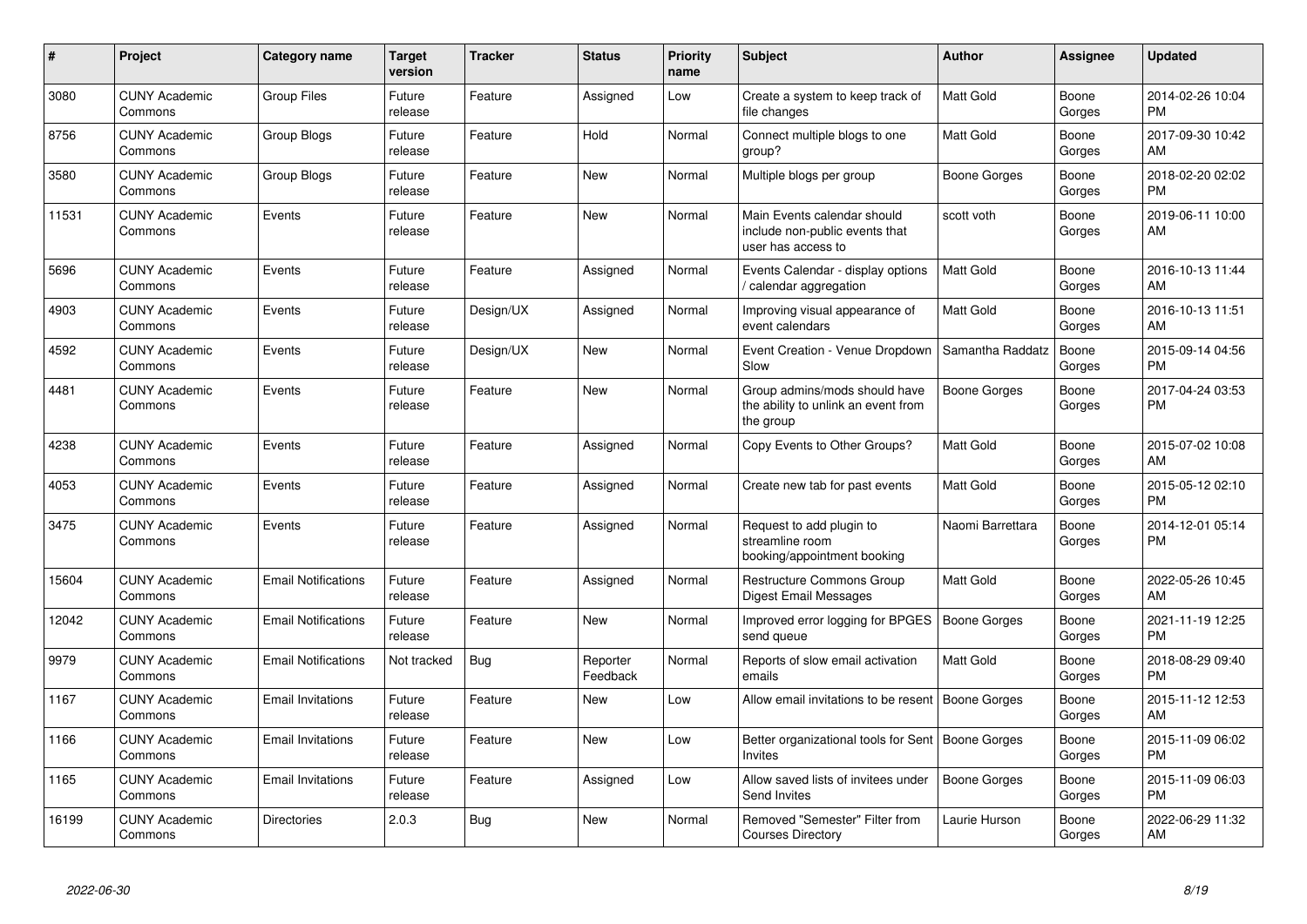| # | Project | Category name | Target version | Tracker | Status | Priority name | Subject | Author | Assignee | Updated |
|---|---|---|---|---|---|---|---|---|---|---|
| 3080 | CUNY Academic Commons | Group Files | Future release | Feature | Assigned | Low | Create a system to keep track of file changes | Matt Gold | Boone Gorges | 2014-02-26 10:04 PM |
| 8756 | CUNY Academic Commons | Group Blogs | Future release | Feature | Hold | Normal | Connect multiple blogs to one group? | Matt Gold | Boone Gorges | 2017-09-30 10:42 AM |
| 3580 | CUNY Academic Commons | Group Blogs | Future release | Feature | New | Normal | Multiple blogs per group | Boone Gorges | Boone Gorges | 2018-02-20 02:02 PM |
| 11531 | CUNY Academic Commons | Events | Future release | Feature | New | Normal | Main Events calendar should include non-public events that user has access to | scott voth | Boone Gorges | 2019-06-11 10:00 AM |
| 5696 | CUNY Academic Commons | Events | Future release | Feature | Assigned | Normal | Events Calendar - display options / calendar aggregation | Matt Gold | Boone Gorges | 2016-10-13 11:44 AM |
| 4903 | CUNY Academic Commons | Events | Future release | Design/UX | Assigned | Normal | Improving visual appearance of event calendars | Matt Gold | Boone Gorges | 2016-10-13 11:51 AM |
| 4592 | CUNY Academic Commons | Events | Future release | Design/UX | New | Normal | Event Creation - Venue Dropdown Slow | Samantha Raddatz | Boone Gorges | 2015-09-14 04:56 PM |
| 4481 | CUNY Academic Commons | Events | Future release | Feature | New | Normal | Group admins/mods should have the ability to unlink an event from the group | Boone Gorges | Boone Gorges | 2017-04-24 03:53 PM |
| 4238 | CUNY Academic Commons | Events | Future release | Feature | Assigned | Normal | Copy Events to Other Groups? | Matt Gold | Boone Gorges | 2015-07-02 10:08 AM |
| 4053 | CUNY Academic Commons | Events | Future release | Feature | Assigned | Normal | Create new tab for past events | Matt Gold | Boone Gorges | 2015-05-12 02:10 PM |
| 3475 | CUNY Academic Commons | Events | Future release | Feature | Assigned | Normal | Request to add plugin to streamline room booking/appointment booking | Naomi Barrettara | Boone Gorges | 2014-12-01 05:14 PM |
| 15604 | CUNY Academic Commons | Email Notifications | Future release | Feature | Assigned | Normal | Restructure Commons Group Digest Email Messages | Matt Gold | Boone Gorges | 2022-05-26 10:45 AM |
| 12042 | CUNY Academic Commons | Email Notifications | Future release | Feature | New | Normal | Improved error logging for BPGES send queue | Boone Gorges | Boone Gorges | 2021-11-19 12:25 PM |
| 9979 | CUNY Academic Commons | Email Notifications | Not tracked | Bug | Reporter Feedback | Normal | Reports of slow email activation emails | Matt Gold | Boone Gorges | 2018-08-29 09:40 PM |
| 1167 | CUNY Academic Commons | Email Invitations | Future release | Feature | New | Low | Allow email invitations to be resent | Boone Gorges | Boone Gorges | 2015-11-12 12:53 AM |
| 1166 | CUNY Academic Commons | Email Invitations | Future release | Feature | New | Low | Better organizational tools for Sent Invites | Boone Gorges | Boone Gorges | 2015-11-09 06:02 PM |
| 1165 | CUNY Academic Commons | Email Invitations | Future release | Feature | Assigned | Low | Allow saved lists of invitees under Send Invites | Boone Gorges | Boone Gorges | 2015-11-09 06:03 PM |
| 16199 | CUNY Academic Commons | Directories | 2.0.3 | Bug | New | Normal | Removed "Semester" Filter from Courses Directory | Laurie Hurson | Boone Gorges | 2022-06-29 11:32 AM |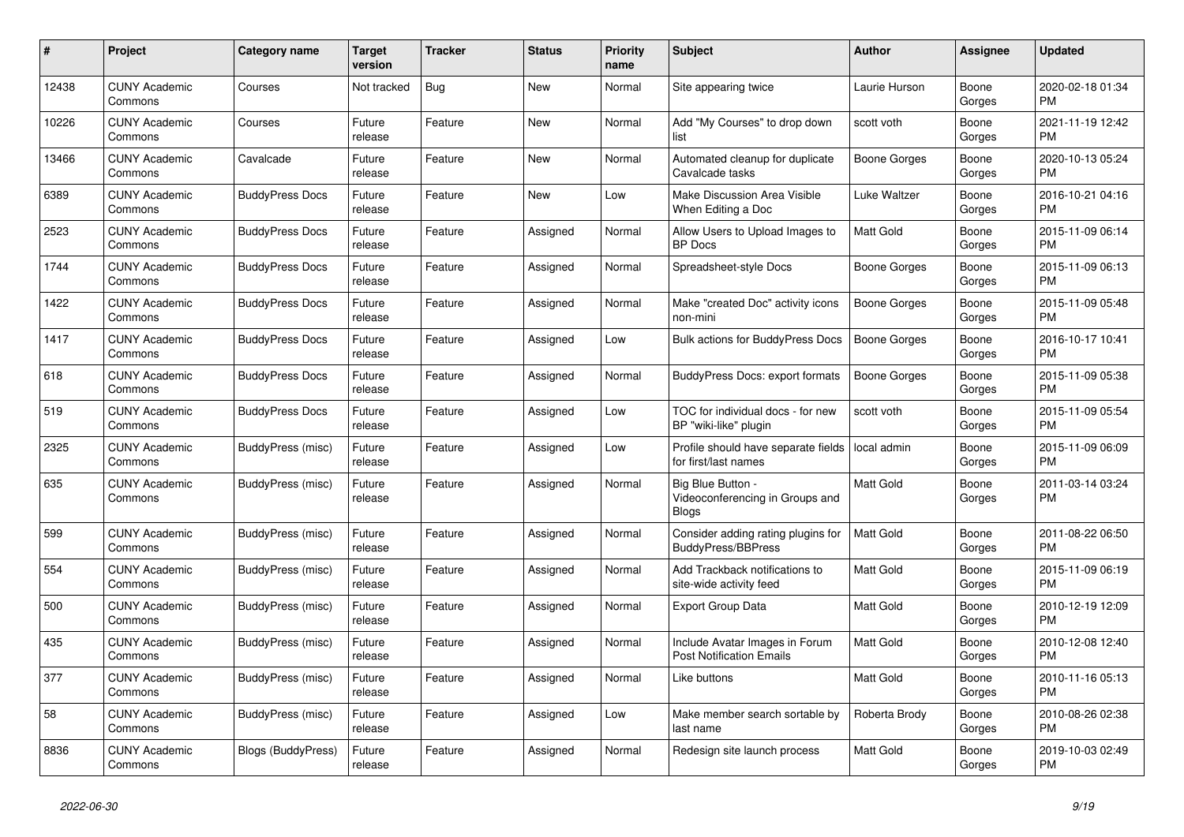| # | Project | Category name | Target version | Tracker | Status | Priority name | Subject | Author | Assignee | Updated |
|---|---|---|---|---|---|---|---|---|---|---|
| 12438 | CUNY Academic Commons | Courses | Not tracked | Bug | New | Normal | Site appearing twice | Laurie Hurson | Boone Gorges | 2020-02-18 01:34 PM |
| 10226 | CUNY Academic Commons | Courses | Future release | Feature | New | Normal | Add "My Courses" to drop down list | scott voth | Boone Gorges | 2021-11-19 12:42 PM |
| 13466 | CUNY Academic Commons | Cavalcade | Future release | Feature | New | Normal | Automated cleanup for duplicate Cavalcade tasks | Boone Gorges | Boone Gorges | 2020-10-13 05:24 PM |
| 6389 | CUNY Academic Commons | BuddyPress Docs | Future release | Feature | New | Low | Make Discussion Area Visible When Editing a Doc | Luke Waltzer | Boone Gorges | 2016-10-21 04:16 PM |
| 2523 | CUNY Academic Commons | BuddyPress Docs | Future release | Feature | Assigned | Normal | Allow Users to Upload Images to BP Docs | Matt Gold | Boone Gorges | 2015-11-09 06:14 PM |
| 1744 | CUNY Academic Commons | BuddyPress Docs | Future release | Feature | Assigned | Normal | Spreadsheet-style Docs | Boone Gorges | Boone Gorges | 2015-11-09 06:13 PM |
| 1422 | CUNY Academic Commons | BuddyPress Docs | Future release | Feature | Assigned | Normal | Make "created Doc" activity icons non-mini | Boone Gorges | Boone Gorges | 2015-11-09 05:48 PM |
| 1417 | CUNY Academic Commons | BuddyPress Docs | Future release | Feature | Assigned | Low | Bulk actions for BuddyPress Docs | Boone Gorges | Boone Gorges | 2016-10-17 10:41 PM |
| 618 | CUNY Academic Commons | BuddyPress Docs | Future release | Feature | Assigned | Normal | BuddyPress Docs: export formats | Boone Gorges | Boone Gorges | 2015-11-09 05:38 PM |
| 519 | CUNY Academic Commons | BuddyPress Docs | Future release | Feature | Assigned | Low | TOC for individual docs - for new BP "wiki-like" plugin | scott voth | Boone Gorges | 2015-11-09 05:54 PM |
| 2325 | CUNY Academic Commons | BuddyPress (misc) | Future release | Feature | Assigned | Low | Profile should have separate fields for first/last names | local admin | Boone Gorges | 2015-11-09 06:09 PM |
| 635 | CUNY Academic Commons | BuddyPress (misc) | Future release | Feature | Assigned | Normal | Big Blue Button - Videoconferencing in Groups and Blogs | Matt Gold | Boone Gorges | 2011-03-14 03:24 PM |
| 599 | CUNY Academic Commons | BuddyPress (misc) | Future release | Feature | Assigned | Normal | Consider adding rating plugins for BuddyPress/BBPress | Matt Gold | Boone Gorges | 2011-08-22 06:50 PM |
| 554 | CUNY Academic Commons | BuddyPress (misc) | Future release | Feature | Assigned | Normal | Add Trackback notifications to site-wide activity feed | Matt Gold | Boone Gorges | 2015-11-09 06:19 PM |
| 500 | CUNY Academic Commons | BuddyPress (misc) | Future release | Feature | Assigned | Normal | Export Group Data | Matt Gold | Boone Gorges | 2010-12-19 12:09 PM |
| 435 | CUNY Academic Commons | BuddyPress (misc) | Future release | Feature | Assigned | Normal | Include Avatar Images in Forum Post Notification Emails | Matt Gold | Boone Gorges | 2010-12-08 12:40 PM |
| 377 | CUNY Academic Commons | BuddyPress (misc) | Future release | Feature | Assigned | Normal | Like buttons | Matt Gold | Boone Gorges | 2010-11-16 05:13 PM |
| 58 | CUNY Academic Commons | BuddyPress (misc) | Future release | Feature | Assigned | Low | Make member search sortable by last name | Roberta Brody | Boone Gorges | 2010-08-26 02:38 PM |
| 8836 | CUNY Academic Commons | Blogs (BuddyPress) | Future release | Feature | Assigned | Normal | Redesign site launch process | Matt Gold | Boone Gorges | 2019-10-03 02:49 PM |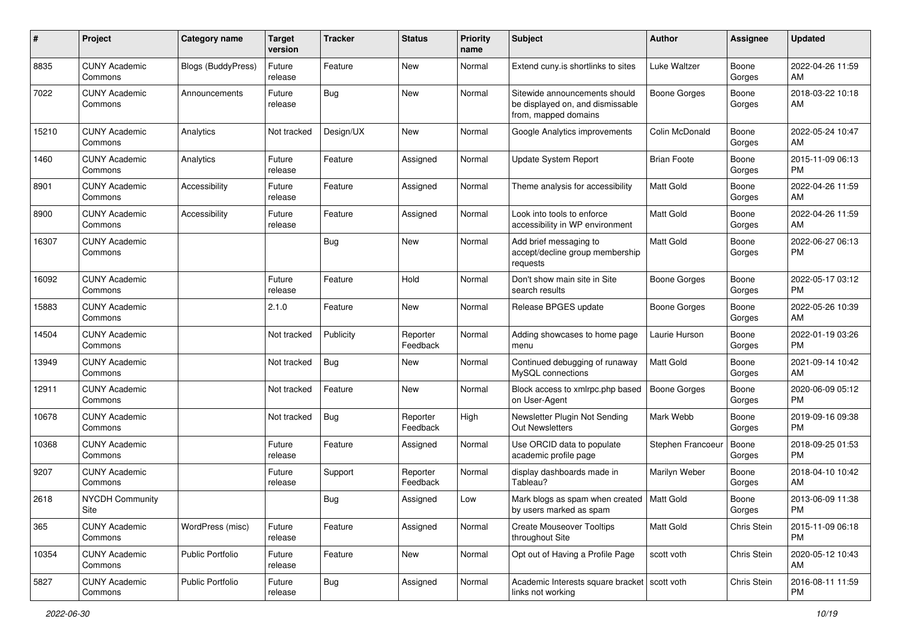| # | Project | Category name | Target version | Tracker | Status | Priority name | Subject | Author | Assignee | Updated |
|---|---|---|---|---|---|---|---|---|---|---|
| 8835 | CUNY Academic Commons | Blogs (BuddyPress) | Future release | Feature | New | Normal | Extend cuny.is shortlinks to sites | Luke Waltzer | Boone Gorges | 2022-04-26 11:59 AM |
| 7022 | CUNY Academic Commons | Announcements | Future release | Bug | New | Normal | Sitewide announcements should be displayed on, and dismissable from, mapped domains | Boone Gorges | Boone Gorges | 2018-03-22 10:18 AM |
| 15210 | CUNY Academic Commons | Analytics | Not tracked | Design/UX | New | Normal | Google Analytics improvements | Colin McDonald | Boone Gorges | 2022-05-24 10:47 AM |
| 1460 | CUNY Academic Commons | Analytics | Future release | Feature | Assigned | Normal | Update System Report | Brian Foote | Boone Gorges | 2015-11-09 06:13 PM |
| 8901 | CUNY Academic Commons | Accessibility | Future release | Feature | Assigned | Normal | Theme analysis for accessibility | Matt Gold | Boone Gorges | 2022-04-26 11:59 AM |
| 8900 | CUNY Academic Commons | Accessibility | Future release | Feature | Assigned | Normal | Look into tools to enforce accessibility in WP environment | Matt Gold | Boone Gorges | 2022-04-26 11:59 AM |
| 16307 | CUNY Academic Commons | | | Bug | New | Normal | Add brief messaging to accept/decline group membership requests | Matt Gold | Boone Gorges | 2022-06-27 06:13 PM |
| 16092 | CUNY Academic Commons | | Future release | Feature | Hold | Normal | Don't show main site in Site search results | Boone Gorges | Boone Gorges | 2022-05-17 03:12 PM |
| 15883 | CUNY Academic Commons | | 2.1.0 | Feature | New | Normal | Release BPGES update | Boone Gorges | Boone Gorges | 2022-05-26 10:39 AM |
| 14504 | CUNY Academic Commons | | Not tracked | Publicity | Reporter Feedback | Normal | Adding showcases to home page menu | Laurie Hurson | Boone Gorges | 2022-01-19 03:26 PM |
| 13949 | CUNY Academic Commons | | Not tracked | Bug | New | Normal | Continued debugging of runaway MySQL connections | Matt Gold | Boone Gorges | 2021-09-14 10:42 AM |
| 12911 | CUNY Academic Commons | | Not tracked | Feature | New | Normal | Block access to xmlrpc.php based on User-Agent | Boone Gorges | Boone Gorges | 2020-06-09 05:12 PM |
| 10678 | CUNY Academic Commons | | Not tracked | Bug | Reporter Feedback | High | Newsletter Plugin Not Sending Out Newsletters | Mark Webb | Boone Gorges | 2019-09-16 09:38 PM |
| 10368 | CUNY Academic Commons | | Future release | Feature | Assigned | Normal | Use ORCID data to populate academic profile page | Stephen Francoeur | Boone Gorges | 2018-09-25 01:53 PM |
| 9207 | CUNY Academic Commons | | Future release | Support | Reporter Feedback | Normal | display dashboards made in Tableau? | Marilyn Weber | Boone Gorges | 2018-04-10 10:42 AM |
| 2618 | NYCDH Community Site | | | Bug | Assigned | Low | Mark blogs as spam when created by users marked as spam | Matt Gold | Boone Gorges | 2013-06-09 11:38 PM |
| 365 | CUNY Academic Commons | WordPress (misc) | Future release | Feature | Assigned | Normal | Create Mouseover Tooltips throughout Site | Matt Gold | Chris Stein | 2015-11-09 06:18 PM |
| 10354 | CUNY Academic Commons | Public Portfolio | Future release | Feature | New | Normal | Opt out of Having a Profile Page | scott voth | Chris Stein | 2020-05-12 10:43 AM |
| 5827 | CUNY Academic Commons | Public Portfolio | Future release | Bug | Assigned | Normal | Academic Interests square bracket links not working | scott voth | Chris Stein | 2016-08-11 11:59 PM |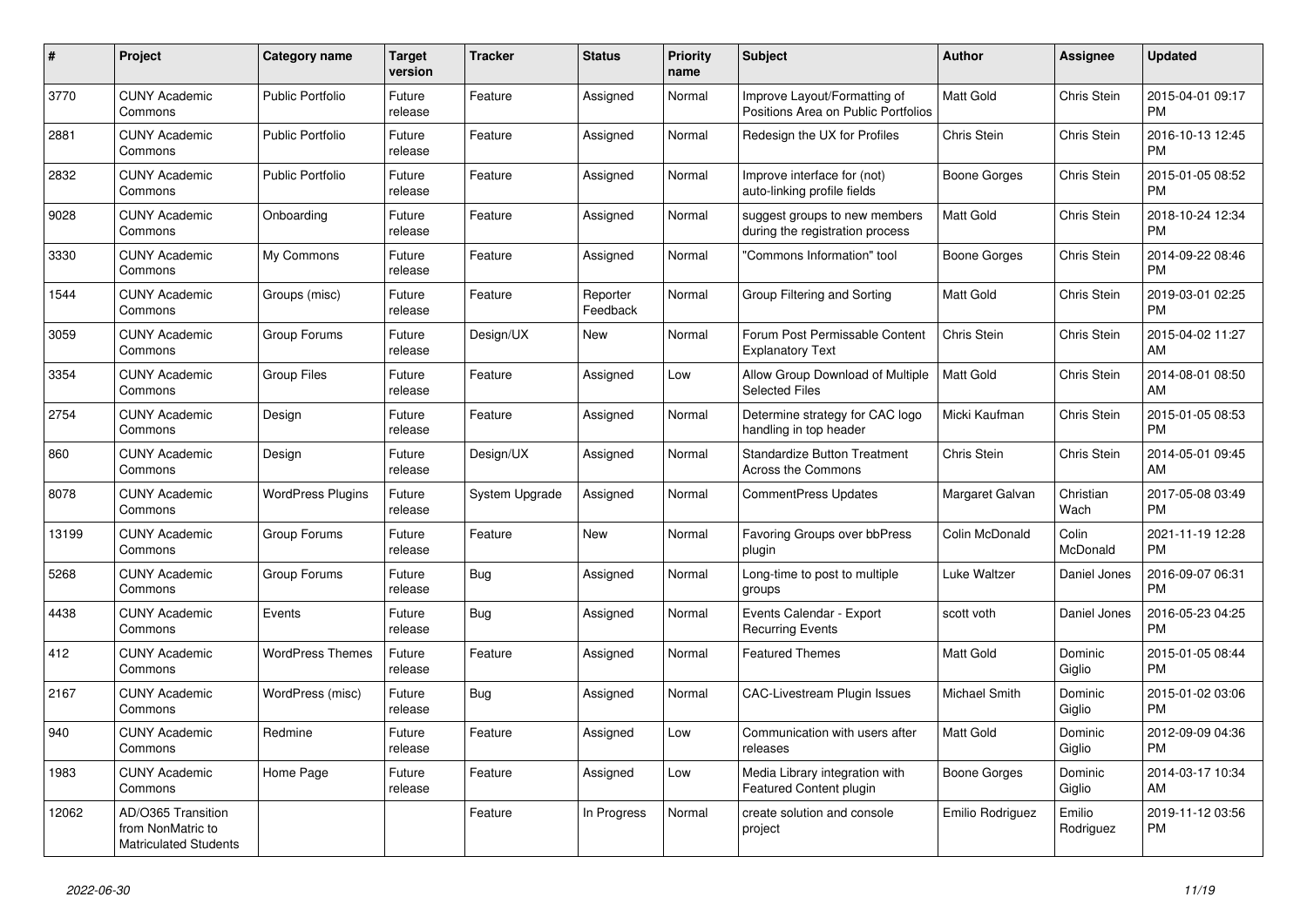| # | Project | Category name | Target version | Tracker | Status | Priority name | Subject | Author | Assignee | Updated |
|---|---|---|---|---|---|---|---|---|---|---|
| 3770 | CUNY Academic Commons | Public Portfolio | Future release | Feature | Assigned | Normal | Improve Layout/Formatting of Positions Area on Public Portfolios | Matt Gold | Chris Stein | 2015-04-01 09:17 PM |
| 2881 | CUNY Academic Commons | Public Portfolio | Future release | Feature | Assigned | Normal | Redesign the UX for Profiles | Chris Stein | Chris Stein | 2016-10-13 12:45 PM |
| 2832 | CUNY Academic Commons | Public Portfolio | Future release | Feature | Assigned | Normal | Improve interface for (not) auto-linking profile fields | Boone Gorges | Chris Stein | 2015-01-05 08:52 PM |
| 9028 | CUNY Academic Commons | Onboarding | Future release | Feature | Assigned | Normal | suggest groups to new members during the registration process | Matt Gold | Chris Stein | 2018-10-24 12:34 PM |
| 3330 | CUNY Academic Commons | My Commons | Future release | Feature | Assigned | Normal | "Commons Information" tool | Boone Gorges | Chris Stein | 2014-09-22 08:46 PM |
| 1544 | CUNY Academic Commons | Groups (misc) | Future release | Feature | Reporter Feedback | Normal | Group Filtering and Sorting | Matt Gold | Chris Stein | 2019-03-01 02:25 PM |
| 3059 | CUNY Academic Commons | Group Forums | Future release | Design/UX | New | Normal | Forum Post Permissable Content Explanatory Text | Chris Stein | Chris Stein | 2015-04-02 11:27 AM |
| 3354 | CUNY Academic Commons | Group Files | Future release | Feature | Assigned | Low | Allow Group Download of Multiple Selected Files | Matt Gold | Chris Stein | 2014-08-01 08:50 AM |
| 2754 | CUNY Academic Commons | Design | Future release | Feature | Assigned | Normal | Determine strategy for CAC logo handling in top header | Micki Kaufman | Chris Stein | 2015-01-05 08:53 PM |
| 860 | CUNY Academic Commons | Design | Future release | Design/UX | Assigned | Normal | Standardize Button Treatment Across the Commons | Chris Stein | Chris Stein | 2014-05-01 09:45 AM |
| 8078 | CUNY Academic Commons | WordPress Plugins | Future release | System Upgrade | Assigned | Normal | CommentPress Updates | Margaret Galvan | Christian Wach | 2017-05-08 03:49 PM |
| 13199 | CUNY Academic Commons | Group Forums | Future release | Feature | New | Normal | Favoring Groups over bbPress plugin | Colin McDonald | Colin McDonald | 2021-11-19 12:28 PM |
| 5268 | CUNY Academic Commons | Group Forums | Future release | Bug | Assigned | Normal | Long-time to post to multiple groups | Luke Waltzer | Daniel Jones | 2016-09-07 06:31 PM |
| 4438 | CUNY Academic Commons | Events | Future release | Bug | Assigned | Normal | Events Calendar - Export Recurring Events | scott voth | Daniel Jones | 2016-05-23 04:25 PM |
| 412 | CUNY Academic Commons | WordPress Themes | Future release | Feature | Assigned | Normal | Featured Themes | Matt Gold | Dominic Giglio | 2015-01-05 08:44 PM |
| 2167 | CUNY Academic Commons | WordPress (misc) | Future release | Bug | Assigned | Normal | CAC-Livestream Plugin Issues | Michael Smith | Dominic Giglio | 2015-01-02 03:06 PM |
| 940 | CUNY Academic Commons | Redmine | Future release | Feature | Assigned | Low | Communication with users after releases | Matt Gold | Dominic Giglio | 2012-09-09 04:36 PM |
| 1983 | CUNY Academic Commons | Home Page | Future release | Feature | Assigned | Low | Media Library integration with Featured Content plugin | Boone Gorges | Dominic Giglio | 2014-03-17 10:34 AM |
| 12062 | AD/O365 Transition from NonMatric to Matriculated Students | | | Feature | In Progress | Normal | create solution and console project | Emilio Rodriguez | Emilio Rodriguez | 2019-11-12 03:56 PM |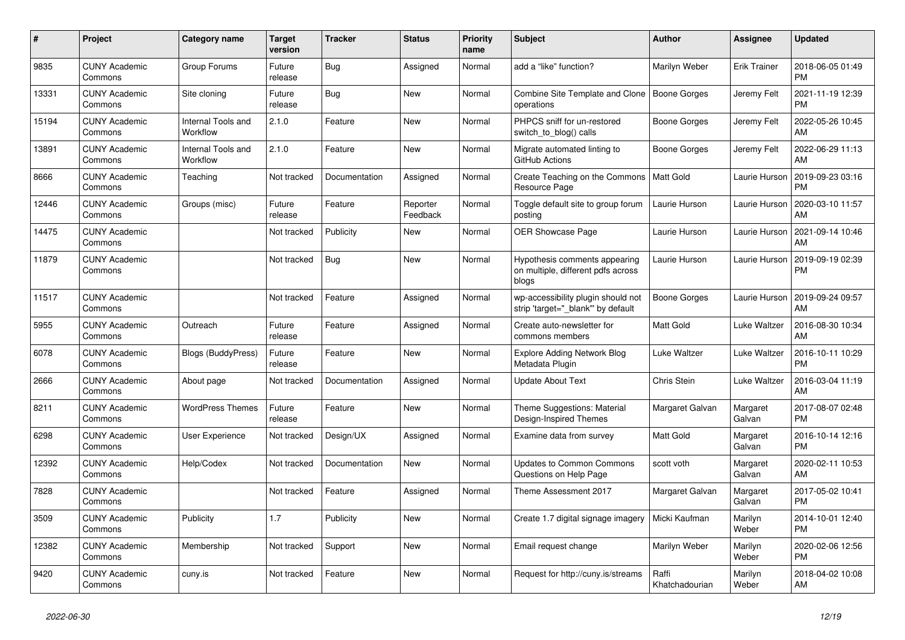| # | Project | Category name | Target version | Tracker | Status | Priority name | Subject | Author | Assignee | Updated |
|---|---|---|---|---|---|---|---|---|---|---|
| 9835 | CUNY Academic Commons | Group Forums | Future release | Bug | Assigned | Normal | add a “like” function? | Marilyn Weber | Erik Trainer | 2018-06-05 01:49 PM |
| 13331 | CUNY Academic Commons | Site cloning | Future release | Bug | New | Normal | Combine Site Template and Clone operations | Boone Gorges | Jeremy Felt | 2021-11-19 12:39 PM |
| 15194 | CUNY Academic Commons | Internal Tools and Workflow | 2.1.0 | Feature | New | Normal | PHPCS sniff for un-restored switch_to_blog() calls | Boone Gorges | Jeremy Felt | 2022-05-26 10:45 AM |
| 13891 | CUNY Academic Commons | Internal Tools and Workflow | 2.1.0 | Feature | New | Normal | Migrate automated linting to GitHub Actions | Boone Gorges | Jeremy Felt | 2022-06-29 11:13 AM |
| 8666 | CUNY Academic Commons | Teaching | Not tracked | Documentation | Assigned | Normal | Create Teaching on the Commons Resource Page | Matt Gold | Laurie Hurson | 2019-09-23 03:16 PM |
| 12446 | CUNY Academic Commons | Groups (misc) | Future release | Feature | Reporter Feedback | Normal | Toggle default site to group forum posting | Laurie Hurson | Laurie Hurson | 2020-03-10 11:57 AM |
| 14475 | CUNY Academic Commons | | Not tracked | Publicity | New | Normal | OER Showcase Page | Laurie Hurson | Laurie Hurson | 2021-09-14 10:46 AM |
| 11879 | CUNY Academic Commons | | Not tracked | Bug | New | Normal | Hypothesis comments appearing on multiple, different pdfs across blogs | Laurie Hurson | Laurie Hurson | 2019-09-19 02:39 PM |
| 11517 | CUNY Academic Commons | | Not tracked | Feature | Assigned | Normal | wp-accessibility plugin should not strip 'target="_blank"' by default | Boone Gorges | Laurie Hurson | 2019-09-24 09:57 AM |
| 5955 | CUNY Academic Commons | Outreach | Future release | Feature | Assigned | Normal | Create auto-newsletter for commons members | Matt Gold | Luke Waltzer | 2016-08-30 10:34 AM |
| 6078 | CUNY Academic Commons | Blogs (BuddyPress) | Future release | Feature | New | Normal | Explore Adding Network Blog Metadata Plugin | Luke Waltzer | Luke Waltzer | 2016-10-11 10:29 PM |
| 2666 | CUNY Academic Commons | About page | Not tracked | Documentation | Assigned | Normal | Update About Text | Chris Stein | Luke Waltzer | 2016-03-04 11:19 AM |
| 8211 | CUNY Academic Commons | WordPress Themes | Future release | Feature | New | Normal | Theme Suggestions: Material Design-Inspired Themes | Margaret Galvan | Margaret Galvan | 2017-08-07 02:48 PM |
| 6298 | CUNY Academic Commons | User Experience | Not tracked | Design/UX | Assigned | Normal | Examine data from survey | Matt Gold | Margaret Galvan | 2016-10-14 12:16 PM |
| 12392 | CUNY Academic Commons | Help/Codex | Not tracked | Documentation | New | Normal | Updates to Common Commons Questions on Help Page | scott voth | Margaret Galvan | 2020-02-11 10:53 AM |
| 7828 | CUNY Academic Commons | | Not tracked | Feature | Assigned | Normal | Theme Assessment 2017 | Margaret Galvan | Margaret Galvan | 2017-05-02 10:41 PM |
| 3509 | CUNY Academic Commons | Publicity | 1.7 | Publicity | New | Normal | Create 1.7 digital signage imagery | Micki Kaufman | Marilyn Weber | 2014-10-01 12:40 PM |
| 12382 | CUNY Academic Commons | Membership | Not tracked | Support | New | Normal | Email request change | Marilyn Weber | Marilyn Weber | 2020-02-06 12:56 PM |
| 9420 | CUNY Academic Commons | cuny.is | Not tracked | Feature | New | Normal | Request for http://cuny.is/streams | Raffi Khatchadourian | Marilyn Weber | 2018-04-02 10:08 AM |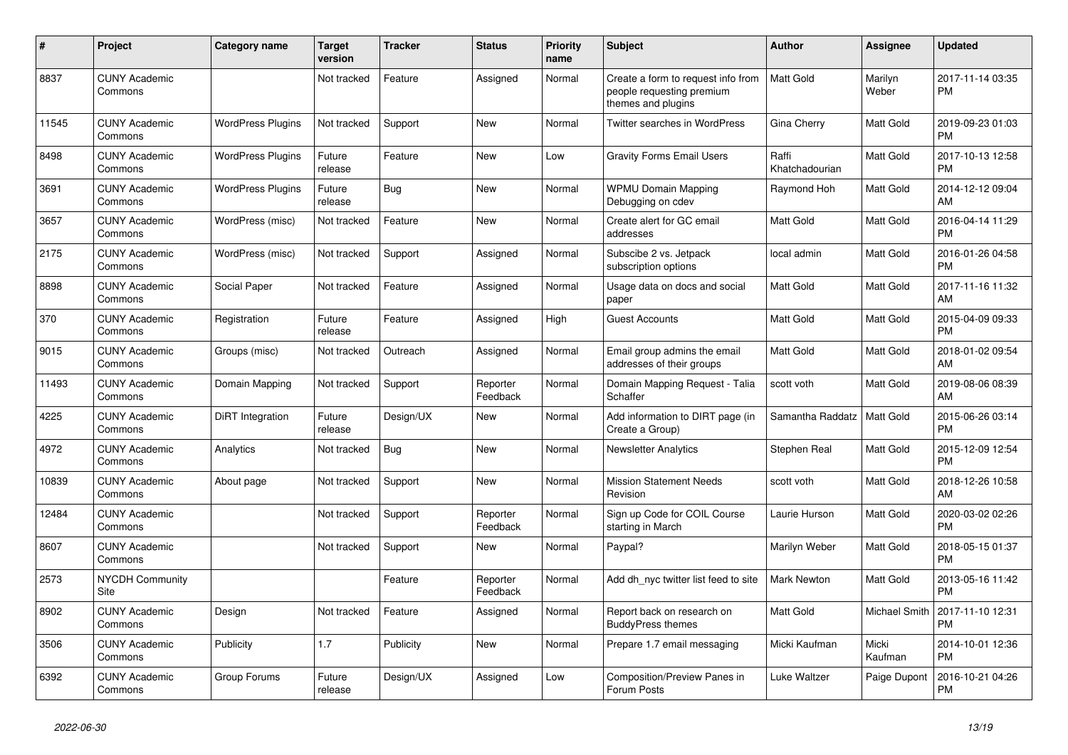| # | Project | Category name | Target version | Tracker | Status | Priority name | Subject | Author | Assignee | Updated |
|---|---|---|---|---|---|---|---|---|---|---|
| 8837 | CUNY Academic Commons | | Not tracked | Feature | Assigned | Normal | Create a form to request info from people requesting premium themes and plugins | Matt Gold | Marilyn Weber | 2017-11-14 03:35 PM |
| 11545 | CUNY Academic Commons | WordPress Plugins | Not tracked | Support | New | Normal | Twitter searches in WordPress | Gina Cherry | Matt Gold | 2019-09-23 01:03 PM |
| 8498 | CUNY Academic Commons | WordPress Plugins | Future release | Feature | New | Low | Gravity Forms Email Users | Raffi Khatchadourian | Matt Gold | 2017-10-13 12:58 PM |
| 3691 | CUNY Academic Commons | WordPress Plugins | Future release | Bug | New | Normal | WPMU Domain Mapping Debugging on cdev | Raymond Hoh | Matt Gold | 2014-12-12 09:04 AM |
| 3657 | CUNY Academic Commons | WordPress (misc) | Not tracked | Feature | New | Normal | Create alert for GC email addresses | Matt Gold | Matt Gold | 2016-04-14 11:29 PM |
| 2175 | CUNY Academic Commons | WordPress (misc) | Not tracked | Support | Assigned | Normal | Subscibe 2 vs. Jetpack subscription options | local admin | Matt Gold | 2016-01-26 04:58 PM |
| 8898 | CUNY Academic Commons | Social Paper | Not tracked | Feature | Assigned | Normal | Usage data on docs and social paper | Matt Gold | Matt Gold | 2017-11-16 11:32 AM |
| 370 | CUNY Academic Commons | Registration | Future release | Feature | Assigned | High | Guest Accounts | Matt Gold | Matt Gold | 2015-04-09 09:33 PM |
| 9015 | CUNY Academic Commons | Groups (misc) | Not tracked | Outreach | Assigned | Normal | Email group admins the email addresses of their groups | Matt Gold | Matt Gold | 2018-01-02 09:54 AM |
| 11493 | CUNY Academic Commons | Domain Mapping | Not tracked | Support | Reporter Feedback | Normal | Domain Mapping Request - Talia Schaffer | scott voth | Matt Gold | 2019-08-06 08:39 AM |
| 4225 | CUNY Academic Commons | DiRT Integration | Future release | Design/UX | New | Normal | Add information to DIRT page (in Create a Group) | Samantha Raddatz | Matt Gold | 2015-06-26 03:14 PM |
| 4972 | CUNY Academic Commons | Analytics | Not tracked | Bug | New | Normal | Newsletter Analytics | Stephen Real | Matt Gold | 2015-12-09 12:54 PM |
| 10839 | CUNY Academic Commons | About page | Not tracked | Support | New | Normal | Mission Statement Needs Revision | scott voth | Matt Gold | 2018-12-26 10:58 AM |
| 12484 | CUNY Academic Commons | | Not tracked | Support | Reporter Feedback | Normal | Sign up Code for COIL Course starting in March | Laurie Hurson | Matt Gold | 2020-03-02 02:26 PM |
| 8607 | CUNY Academic Commons | | Not tracked | Support | New | Normal | Paypal? | Marilyn Weber | Matt Gold | 2018-05-15 01:37 PM |
| 2573 | NYCDH Community Site | | | Feature | Reporter Feedback | Normal | Add dh_nyc twitter list feed to site | Mark Newton | Matt Gold | 2013-05-16 11:42 PM |
| 8902 | CUNY Academic Commons | Design | Not tracked | Feature | Assigned | Normal | Report back on research on BuddyPress themes | Matt Gold | Michael Smith | 2017-11-10 12:31 PM |
| 3506 | CUNY Academic Commons | Publicity | 1.7 | Publicity | New | Normal | Prepare 1.7 email messaging | Micki Kaufman | Micki Kaufman | 2014-10-01 12:36 PM |
| 6392 | CUNY Academic Commons | Group Forums | Future release | Design/UX | Assigned | Low | Composition/Preview Panes in Forum Posts | Luke Waltzer | Paige Dupont | 2016-10-21 04:26 PM |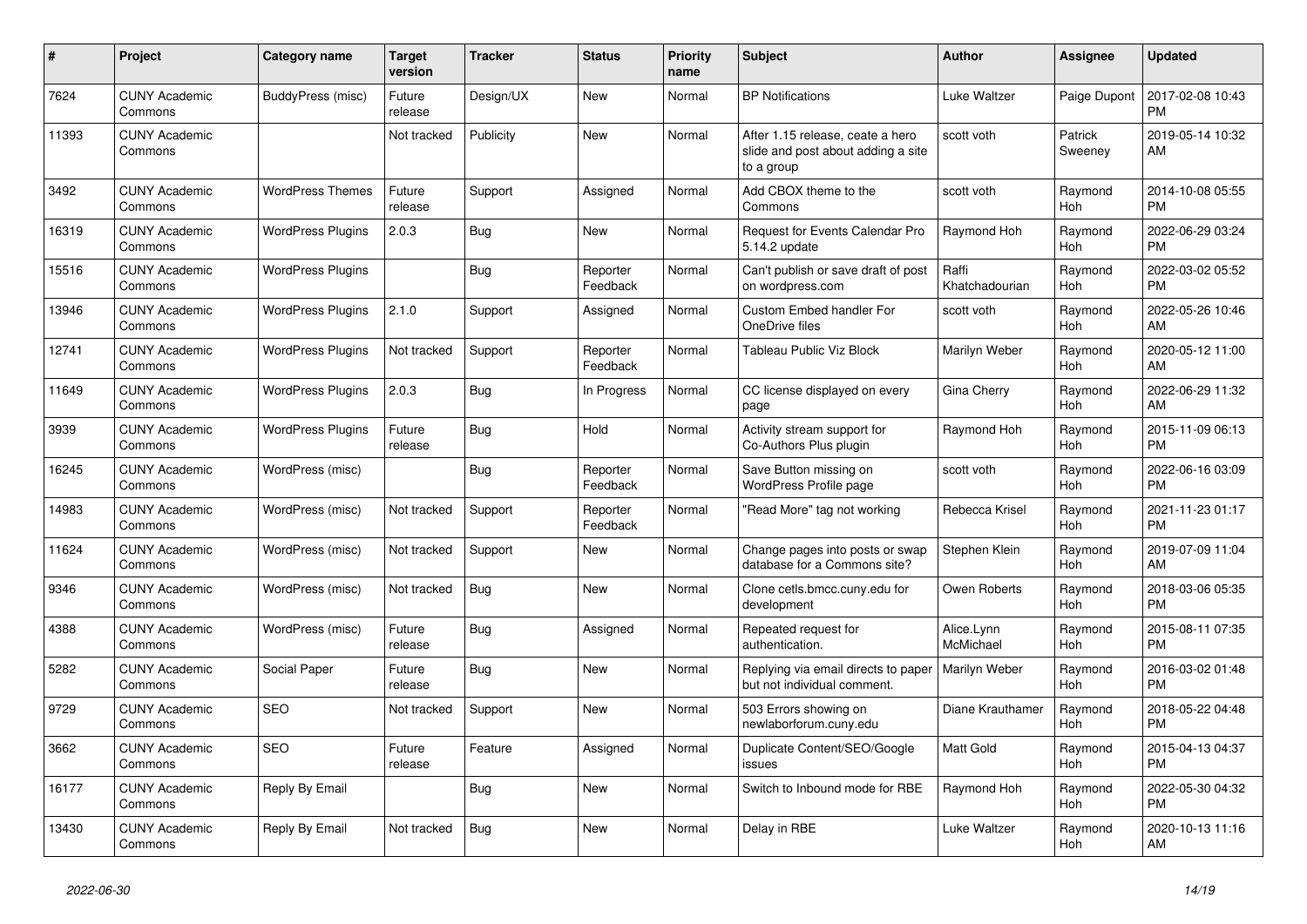| # | Project | Category name | Target version | Tracker | Status | Priority name | Subject | Author | Assignee | Updated |
|---|---|---|---|---|---|---|---|---|---|---|
| 7624 | CUNY Academic Commons | BuddyPress (misc) | Future release | Design/UX | New | Normal | BP Notifications | Luke Waltzer | Paige Dupont | 2017-02-08 10:43 PM |
| 11393 | CUNY Academic Commons | | Not tracked | Publicity | New | Normal | After 1.15 release, ceate a hero slide and post about adding a site to a group | scott voth | Patrick Sweeney | 2019-05-14 10:32 AM |
| 3492 | CUNY Academic Commons | WordPress Themes | Future release | Support | Assigned | Normal | Add CBOX theme to the Commons | scott voth | Raymond Hoh | 2014-10-08 05:55 PM |
| 16319 | CUNY Academic Commons | WordPress Plugins | 2.0.3 | Bug | New | Normal | Request for Events Calendar Pro 5.14.2 update | Raymond Hoh | Raymond Hoh | 2022-06-29 03:24 PM |
| 15516 | CUNY Academic Commons | WordPress Plugins | | Bug | Reporter Feedback | Normal | Can't publish or save draft of post on wordpress.com | Raffi Khatchadourian | Raymond Hoh | 2022-03-02 05:52 PM |
| 13946 | CUNY Academic Commons | WordPress Plugins | 2.1.0 | Support | Assigned | Normal | Custom Embed handler For OneDrive files | scott voth | Raymond Hoh | 2022-05-26 10:46 AM |
| 12741 | CUNY Academic Commons | WordPress Plugins | Not tracked | Support | Reporter Feedback | Normal | Tableau Public Viz Block | Marilyn Weber | Raymond Hoh | 2020-05-12 11:00 AM |
| 11649 | CUNY Academic Commons | WordPress Plugins | 2.0.3 | Bug | In Progress | Normal | CC license displayed on every page | Gina Cherry | Raymond Hoh | 2022-06-29 11:32 AM |
| 3939 | CUNY Academic Commons | WordPress Plugins | Future release | Bug | Hold | Normal | Activity stream support for Co-Authors Plus plugin | Raymond Hoh | Raymond Hoh | 2015-11-09 06:13 PM |
| 16245 | CUNY Academic Commons | WordPress (misc) | | Bug | Reporter Feedback | Normal | Save Button missing on WordPress Profile page | scott voth | Raymond Hoh | 2022-06-16 03:09 PM |
| 14983 | CUNY Academic Commons | WordPress (misc) | Not tracked | Support | Reporter Feedback | Normal | "Read More" tag not working | Rebecca Krisel | Raymond Hoh | 2021-11-23 01:17 PM |
| 11624 | CUNY Academic Commons | WordPress (misc) | Not tracked | Support | New | Normal | Change pages into posts or swap database for a Commons site? | Stephen Klein | Raymond Hoh | 2019-07-09 11:04 AM |
| 9346 | CUNY Academic Commons | WordPress (misc) | Not tracked | Bug | New | Normal | Clone cetls.bmcc.cuny.edu for development | Owen Roberts | Raymond Hoh | 2018-03-06 05:35 PM |
| 4388 | CUNY Academic Commons | WordPress (misc) | Future release | Bug | Assigned | Normal | Repeated request for authentication. | Alice.Lynn McMichael | Raymond Hoh | 2015-08-11 07:35 PM |
| 5282 | CUNY Academic Commons | Social Paper | Future release | Bug | New | Normal | Replying via email directs to paper but not individual comment. | Marilyn Weber | Raymond Hoh | 2016-03-02 01:48 PM |
| 9729 | CUNY Academic Commons | SEO | Not tracked | Support | New | Normal | 503 Errors showing on newlaborforum.cuny.edu | Diane Krauthamer | Raymond Hoh | 2018-05-22 04:48 PM |
| 3662 | CUNY Academic Commons | SEO | Future release | Feature | Assigned | Normal | Duplicate Content/SEO/Google issues | Matt Gold | Raymond Hoh | 2015-04-13 04:37 PM |
| 16177 | CUNY Academic Commons | Reply By Email | | Bug | New | Normal | Switch to Inbound mode for RBE | Raymond Hoh | Raymond Hoh | 2022-05-30 04:32 PM |
| 13430 | CUNY Academic Commons | Reply By Email | Not tracked | Bug | New | Normal | Delay in RBE | Luke Waltzer | Raymond Hoh | 2020-10-13 11:16 AM |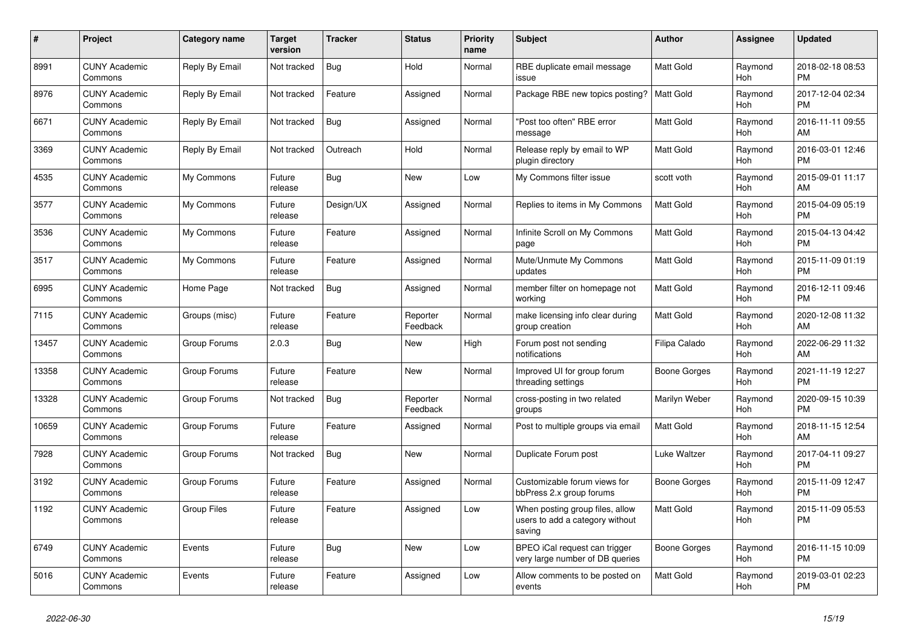| # | Project | Category name | Target version | Tracker | Status | Priority name | Subject | Author | Assignee | Updated |
|---|---|---|---|---|---|---|---|---|---|---|
| 8991 | CUNY Academic Commons | Reply By Email | Not tracked | Bug | Hold | Normal | RBE duplicate email message issue | Matt Gold | Raymond Hoh | 2018-02-18 08:53 PM |
| 8976 | CUNY Academic Commons | Reply By Email | Not tracked | Feature | Assigned | Normal | Package RBE new topics posting? | Matt Gold | Raymond Hoh | 2017-12-04 02:34 PM |
| 6671 | CUNY Academic Commons | Reply By Email | Not tracked | Bug | Assigned | Normal | "Post too often" RBE error message | Matt Gold | Raymond Hoh | 2016-11-11 09:55 AM |
| 3369 | CUNY Academic Commons | Reply By Email | Not tracked | Outreach | Hold | Normal | Release reply by email to WP plugin directory | Matt Gold | Raymond Hoh | 2016-03-01 12:46 PM |
| 4535 | CUNY Academic Commons | My Commons | Future release | Bug | New | Low | My Commons filter issue | scott voth | Raymond Hoh | 2015-09-01 11:17 AM |
| 3577 | CUNY Academic Commons | My Commons | Future release | Design/UX | Assigned | Normal | Replies to items in My Commons | Matt Gold | Raymond Hoh | 2015-04-09 05:19 PM |
| 3536 | CUNY Academic Commons | My Commons | Future release | Feature | Assigned | Normal | Infinite Scroll on My Commons page | Matt Gold | Raymond Hoh | 2015-04-13 04:42 PM |
| 3517 | CUNY Academic Commons | My Commons | Future release | Feature | Assigned | Normal | Mute/Unmute My Commons updates | Matt Gold | Raymond Hoh | 2015-11-09 01:19 PM |
| 6995 | CUNY Academic Commons | Home Page | Not tracked | Bug | Assigned | Normal | member filter on homepage not working | Matt Gold | Raymond Hoh | 2016-12-11 09:46 PM |
| 7115 | CUNY Academic Commons | Groups (misc) | Future release | Feature | Reporter Feedback | Normal | make licensing info clear during group creation | Matt Gold | Raymond Hoh | 2020-12-08 11:32 AM |
| 13457 | CUNY Academic Commons | Group Forums | 2.0.3 | Bug | New | High | Forum post not sending notifications | Filipa Calado | Raymond Hoh | 2022-06-29 11:32 AM |
| 13358 | CUNY Academic Commons | Group Forums | Future release | Feature | New | Normal | Improved UI for group forum threading settings | Boone Gorges | Raymond Hoh | 2021-11-19 12:27 PM |
| 13328 | CUNY Academic Commons | Group Forums | Not tracked | Bug | Reporter Feedback | Normal | cross-posting in two related groups | Marilyn Weber | Raymond Hoh | 2020-09-15 10:39 PM |
| 10659 | CUNY Academic Commons | Group Forums | Future release | Feature | Assigned | Normal | Post to multiple groups via email | Matt Gold | Raymond Hoh | 2018-11-15 12:54 AM |
| 7928 | CUNY Academic Commons | Group Forums | Not tracked | Bug | New | Normal | Duplicate Forum post | Luke Waltzer | Raymond Hoh | 2017-04-11 09:27 PM |
| 3192 | CUNY Academic Commons | Group Forums | Future release | Feature | Assigned | Normal | Customizable forum views for bbPress 2.x group forums | Boone Gorges | Raymond Hoh | 2015-11-09 12:47 PM |
| 1192 | CUNY Academic Commons | Group Files | Future release | Feature | Assigned | Low | When posting group files, allow users to add a category without saving | Matt Gold | Raymond Hoh | 2015-11-09 05:53 PM |
| 6749 | CUNY Academic Commons | Events | Future release | Bug | New | Low | BPEO iCal request can trigger very large number of DB queries | Boone Gorges | Raymond Hoh | 2016-11-15 10:09 PM |
| 5016 | CUNY Academic Commons | Events | Future release | Feature | Assigned | Low | Allow comments to be posted on events | Matt Gold | Raymond Hoh | 2019-03-01 02:23 PM |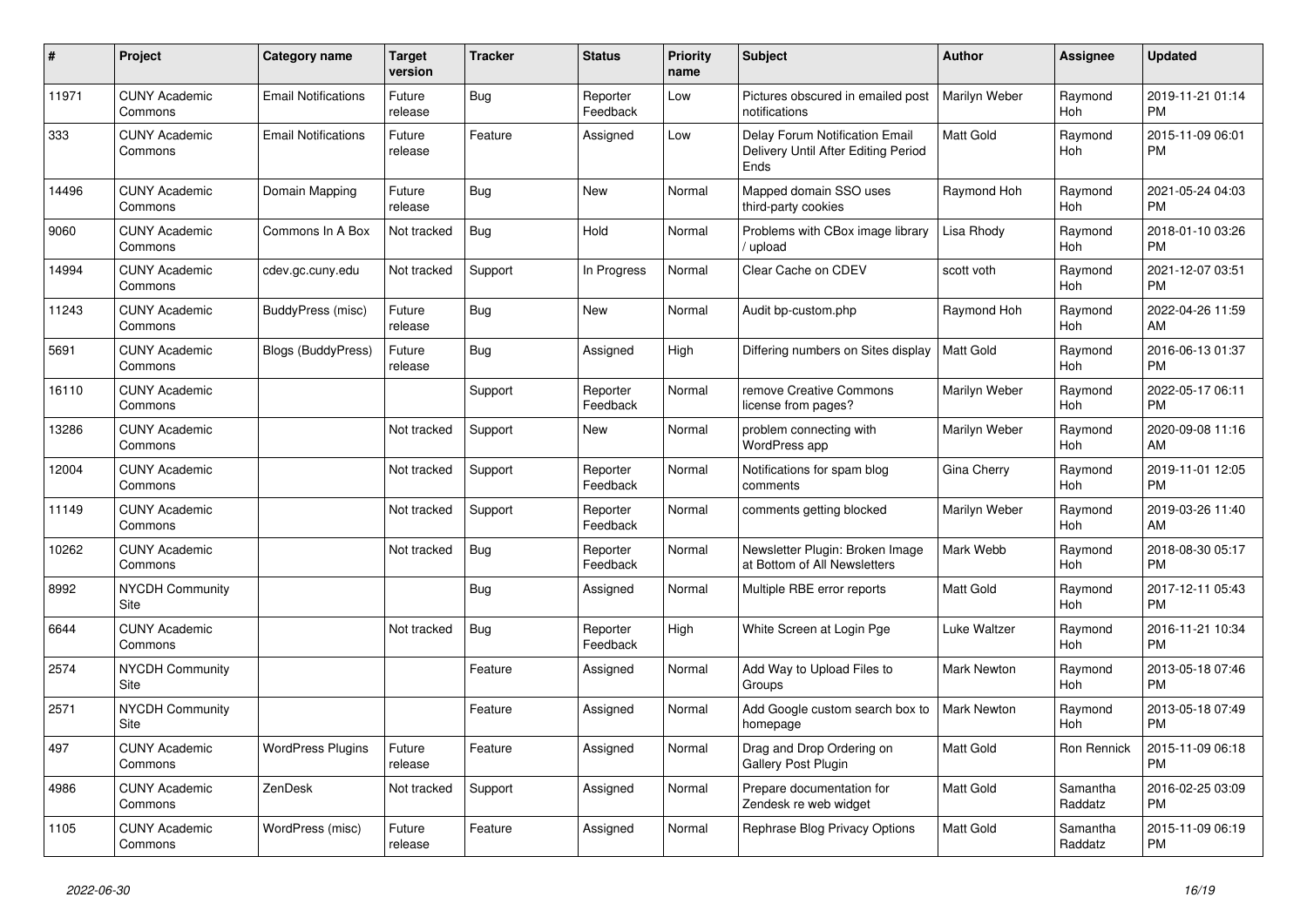| # | Project | Category name | Target version | Tracker | Status | Priority name | Subject | Author | Assignee | Updated |
|---|---|---|---|---|---|---|---|---|---|---|
| 11971 | CUNY Academic Commons | Email Notifications | Future release | Bug | Reporter Feedback | Low | Pictures obscured in emailed post notifications | Marilyn Weber | Raymond Hoh | 2019-11-21 01:14 PM |
| 333 | CUNY Academic Commons | Email Notifications | Future release | Feature | Assigned | Low | Delay Forum Notification Email Delivery Until After Editing Period Ends | Matt Gold | Raymond Hoh | 2015-11-09 06:01 PM |
| 14496 | CUNY Academic Commons | Domain Mapping | Future release | Bug | New | Normal | Mapped domain SSO uses third-party cookies | Raymond Hoh | Raymond Hoh | 2021-05-24 04:03 PM |
| 9060 | CUNY Academic Commons | Commons In A Box | Not tracked | Bug | Hold | Normal | Problems with CBox image library / upload | Lisa Rhody | Raymond Hoh | 2018-01-10 03:26 PM |
| 14994 | CUNY Academic Commons | cdev.gc.cuny.edu | Not tracked | Support | In Progress | Normal | Clear Cache on CDEV | scott voth | Raymond Hoh | 2021-12-07 03:51 PM |
| 11243 | CUNY Academic Commons | BuddyPress (misc) | Future release | Bug | New | Normal | Audit bp-custom.php | Raymond Hoh | Raymond Hoh | 2022-04-26 11:59 AM |
| 5691 | CUNY Academic Commons | Blogs (BuddyPress) | Future release | Bug | Assigned | High | Differing numbers on Sites display | Matt Gold | Raymond Hoh | 2016-06-13 01:37 PM |
| 16110 | CUNY Academic Commons | | | Support | Reporter Feedback | Normal | remove Creative Commons license from pages? | Marilyn Weber | Raymond Hoh | 2022-05-17 06:11 PM |
| 13286 | CUNY Academic Commons | | Not tracked | Support | New | Normal | problem connecting with WordPress app | Marilyn Weber | Raymond Hoh | 2020-09-08 11:16 AM |
| 12004 | CUNY Academic Commons | | Not tracked | Support | Reporter Feedback | Normal | Notifications for spam blog comments | Gina Cherry | Raymond Hoh | 2019-11-01 12:05 PM |
| 11149 | CUNY Academic Commons | | Not tracked | Support | Reporter Feedback | Normal | comments getting blocked | Marilyn Weber | Raymond Hoh | 2019-03-26 11:40 AM |
| 10262 | CUNY Academic Commons | | Not tracked | Bug | Reporter Feedback | Normal | Newsletter Plugin: Broken Image at Bottom of All Newsletters | Mark Webb | Raymond Hoh | 2018-08-30 05:17 PM |
| 8992 | NYCDH Community Site | | | Bug | Assigned | Normal | Multiple RBE error reports | Matt Gold | Raymond Hoh | 2017-12-11 05:43 PM |
| 6644 | CUNY Academic Commons | | Not tracked | Bug | Reporter Feedback | High | White Screen at Login Pge | Luke Waltzer | Raymond Hoh | 2016-11-21 10:34 PM |
| 2574 | NYCDH Community Site | | | Feature | Assigned | Normal | Add Way to Upload Files to Groups | Mark Newton | Raymond Hoh | 2013-05-18 07:46 PM |
| 2571 | NYCDH Community Site | | | Feature | Assigned | Normal | Add Google custom search box to homepage | Mark Newton | Raymond Hoh | 2013-05-18 07:49 PM |
| 497 | CUNY Academic Commons | WordPress Plugins | Future release | Feature | Assigned | Normal | Drag and Drop Ordering on Gallery Post Plugin | Matt Gold | Ron Rennick | 2015-11-09 06:18 PM |
| 4986 | CUNY Academic Commons | ZenDesk | Not tracked | Support | Assigned | Normal | Prepare documentation for Zendesk re web widget | Matt Gold | Samantha Raddatz | 2016-02-25 03:09 PM |
| 1105 | CUNY Academic Commons | WordPress (misc) | Future release | Feature | Assigned | Normal | Rephrase Blog Privacy Options | Matt Gold | Samantha Raddatz | 2015-11-09 06:19 PM |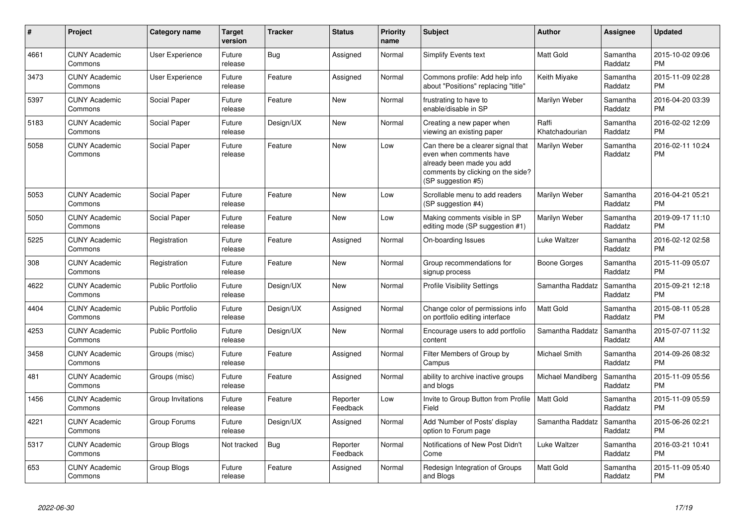| # | Project | Category name | Target version | Tracker | Status | Priority name | Subject | Author | Assignee | Updated |
|---|---|---|---|---|---|---|---|---|---|---|
| 4661 | CUNY Academic Commons | User Experience | Future release | Bug | Assigned | Normal | Simplify Events text | Matt Gold | Samantha Raddatz | 2015-10-02 09:06 PM |
| 3473 | CUNY Academic Commons | User Experience | Future release | Feature | Assigned | Normal | Commons profile: Add help info about "Positions" replacing "title" | Keith Miyake | Samantha Raddatz | 2015-11-09 02:28 PM |
| 5397 | CUNY Academic Commons | Social Paper | Future release | Feature | New | Normal | frustrating to have to enable/disable in SP | Marilyn Weber | Samantha Raddatz | 2016-04-20 03:39 PM |
| 5183 | CUNY Academic Commons | Social Paper | Future release | Design/UX | New | Normal | Creating a new paper when viewing an existing paper | Raffi Khatchadourian | Samantha Raddatz | 2016-02-02 12:09 PM |
| 5058 | CUNY Academic Commons | Social Paper | Future release | Feature | New | Low | Can there be a clearer signal that even when comments have already been made you add comments by clicking on the side? (SP suggestion #5) | Marilyn Weber | Samantha Raddatz | 2016-02-11 10:24 PM |
| 5053 | CUNY Academic Commons | Social Paper | Future release | Feature | New | Low | Scrollable menu to add readers (SP suggestion #4) | Marilyn Weber | Samantha Raddatz | 2016-04-21 05:21 PM |
| 5050 | CUNY Academic Commons | Social Paper | Future release | Feature | New | Low | Making comments visible in SP editing mode (SP suggestion #1) | Marilyn Weber | Samantha Raddatz | 2019-09-17 11:10 PM |
| 5225 | CUNY Academic Commons | Registration | Future release | Feature | Assigned | Normal | On-boarding Issues | Luke Waltzer | Samantha Raddatz | 2016-02-12 02:58 PM |
| 308 | CUNY Academic Commons | Registration | Future release | Feature | New | Normal | Group recommendations for signup process | Boone Gorges | Samantha Raddatz | 2015-11-09 05:07 PM |
| 4622 | CUNY Academic Commons | Public Portfolio | Future release | Design/UX | New | Normal | Profile Visibility Settings | Samantha Raddatz | Samantha Raddatz | 2015-09-21 12:18 PM |
| 4404 | CUNY Academic Commons | Public Portfolio | Future release | Design/UX | Assigned | Normal | Change color of permissions info on portfolio editing interface | Matt Gold | Samantha Raddatz | 2015-08-11 05:28 PM |
| 4253 | CUNY Academic Commons | Public Portfolio | Future release | Design/UX | New | Normal | Encourage users to add portfolio content | Samantha Raddatz | Samantha Raddatz | 2015-07-07 11:32 AM |
| 3458 | CUNY Academic Commons | Groups (misc) | Future release | Feature | Assigned | Normal | Filter Members of Group by Campus | Michael Smith | Samantha Raddatz | 2014-09-26 08:32 PM |
| 481 | CUNY Academic Commons | Groups (misc) | Future release | Feature | Assigned | Normal | ability to archive inactive groups and blogs | Michael Mandiberg | Samantha Raddatz | 2015-11-09 05:56 PM |
| 1456 | CUNY Academic Commons | Group Invitations | Future release | Feature | Reporter Feedback | Low | Invite to Group Button from Profile Field | Matt Gold | Samantha Raddatz | 2015-11-09 05:59 PM |
| 4221 | CUNY Academic Commons | Group Forums | Future release | Design/UX | Assigned | Normal | Add 'Number of Posts' display option to Forum page | Samantha Raddatz | Samantha Raddatz | 2015-06-26 02:21 PM |
| 5317 | CUNY Academic Commons | Group Blogs | Not tracked | Bug | Reporter Feedback | Normal | Notifications of New Post Didn't Come | Luke Waltzer | Samantha Raddatz | 2016-03-21 10:41 PM |
| 653 | CUNY Academic Commons | Group Blogs | Future release | Feature | Assigned | Normal | Redesign Integration of Groups and Blogs | Matt Gold | Samantha Raddatz | 2015-11-09 05:40 PM |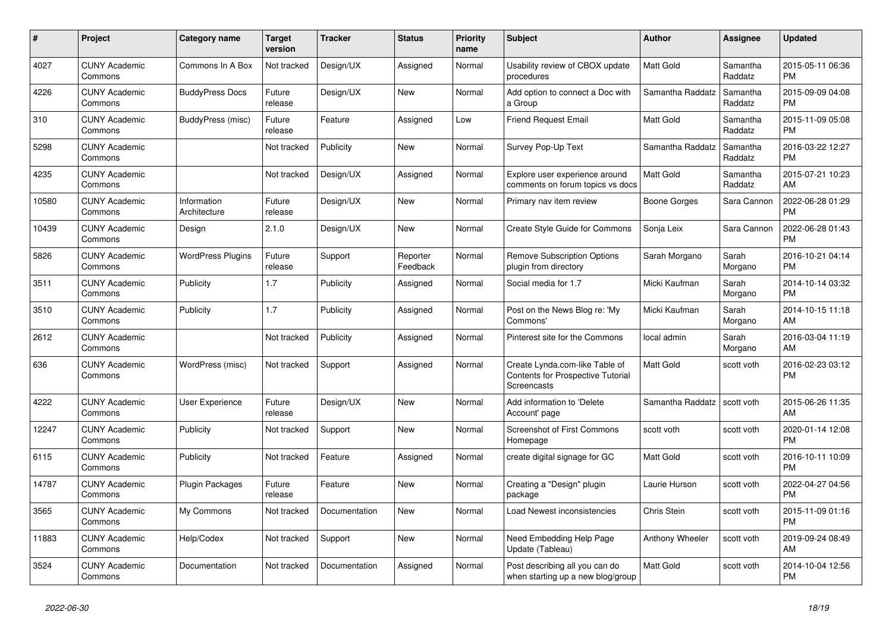| # | Project | Category name | Target version | Tracker | Status | Priority name | Subject | Author | Assignee | Updated |
|---|---|---|---|---|---|---|---|---|---|---|
| 4027 | CUNY Academic Commons | Commons In A Box | Not tracked | Design/UX | Assigned | Normal | Usability review of CBOX update procedures | Matt Gold | Samantha Raddatz | 2015-05-11 06:36 PM |
| 4226 | CUNY Academic Commons | BuddyPress Docs | Future release | Design/UX | New | Normal | Add option to connect a Doc with a Group | Samantha Raddatz | Samantha Raddatz | 2015-09-09 04:08 PM |
| 310 | CUNY Academic Commons | BuddyPress (misc) | Future release | Feature | Assigned | Low | Friend Request Email | Matt Gold | Samantha Raddatz | 2015-11-09 05:08 PM |
| 5298 | CUNY Academic Commons | | Not tracked | Publicity | New | Normal | Survey Pop-Up Text | Samantha Raddatz | Samantha Raddatz | 2016-03-22 12:27 PM |
| 4235 | CUNY Academic Commons | | Not tracked | Design/UX | Assigned | Normal | Explore user experience around comments on forum topics vs docs | Matt Gold | Samantha Raddatz | 2015-07-21 10:23 AM |
| 10580 | CUNY Academic Commons | Information Architecture | Future release | Design/UX | New | Normal | Primary nav item review | Boone Gorges | Sara Cannon | 2022-06-28 01:29 PM |
| 10439 | CUNY Academic Commons | Design | 2.1.0 | Design/UX | New | Normal | Create Style Guide for Commons | Sonja Leix | Sara Cannon | 2022-06-28 01:43 PM |
| 5826 | CUNY Academic Commons | WordPress Plugins | Future release | Support | Reporter Feedback | Normal | Remove Subscription Options plugin from directory | Sarah Morgano | Sarah Morgano | 2016-10-21 04:14 PM |
| 3511 | CUNY Academic Commons | Publicity | 1.7 | Publicity | Assigned | Normal | Social media for 1.7 | Micki Kaufman | Sarah Morgano | 2014-10-14 03:32 PM |
| 3510 | CUNY Academic Commons | Publicity | 1.7 | Publicity | Assigned | Normal | Post on the News Blog re: 'My Commons' | Micki Kaufman | Sarah Morgano | 2014-10-15 11:18 AM |
| 2612 | CUNY Academic Commons | | Not tracked | Publicity | Assigned | Normal | Pinterest site for the Commons | local admin | Sarah Morgano | 2016-03-04 11:19 AM |
| 636 | CUNY Academic Commons | WordPress (misc) | Not tracked | Support | Assigned | Normal | Create Lynda.com-like Table of Contents for Prospective Tutorial Screencasts | Matt Gold | scott voth | 2016-02-23 03:12 PM |
| 4222 | CUNY Academic Commons | User Experience | Future release | Design/UX | New | Normal | Add information to 'Delete Account' page | Samantha Raddatz | scott voth | 2015-06-26 11:35 AM |
| 12247 | CUNY Academic Commons | Publicity | Not tracked | Support | New | Normal | Screenshot of First Commons Homepage | scott voth | scott voth | 2020-01-14 12:08 PM |
| 6115 | CUNY Academic Commons | Publicity | Not tracked | Feature | Assigned | Normal | create digital signage for GC | Matt Gold | scott voth | 2016-10-11 10:09 PM |
| 14787 | CUNY Academic Commons | Plugin Packages | Future release | Feature | New | Normal | Creating a "Design" plugin package | Laurie Hurson | scott voth | 2022-04-27 04:56 PM |
| 3565 | CUNY Academic Commons | My Commons | Not tracked | Documentation | New | Normal | Load Newest inconsistencies | Chris Stein | scott voth | 2015-11-09 01:16 PM |
| 11883 | CUNY Academic Commons | Help/Codex | Not tracked | Support | New | Normal | Need Embedding Help Page Update (Tableau) | Anthony Wheeler | scott voth | 2019-09-24 08:49 AM |
| 3524 | CUNY Academic Commons | Documentation | Not tracked | Documentation | Assigned | Normal | Post describing all you can do when starting up a new blog/group | Matt Gold | scott voth | 2014-10-04 12:56 PM |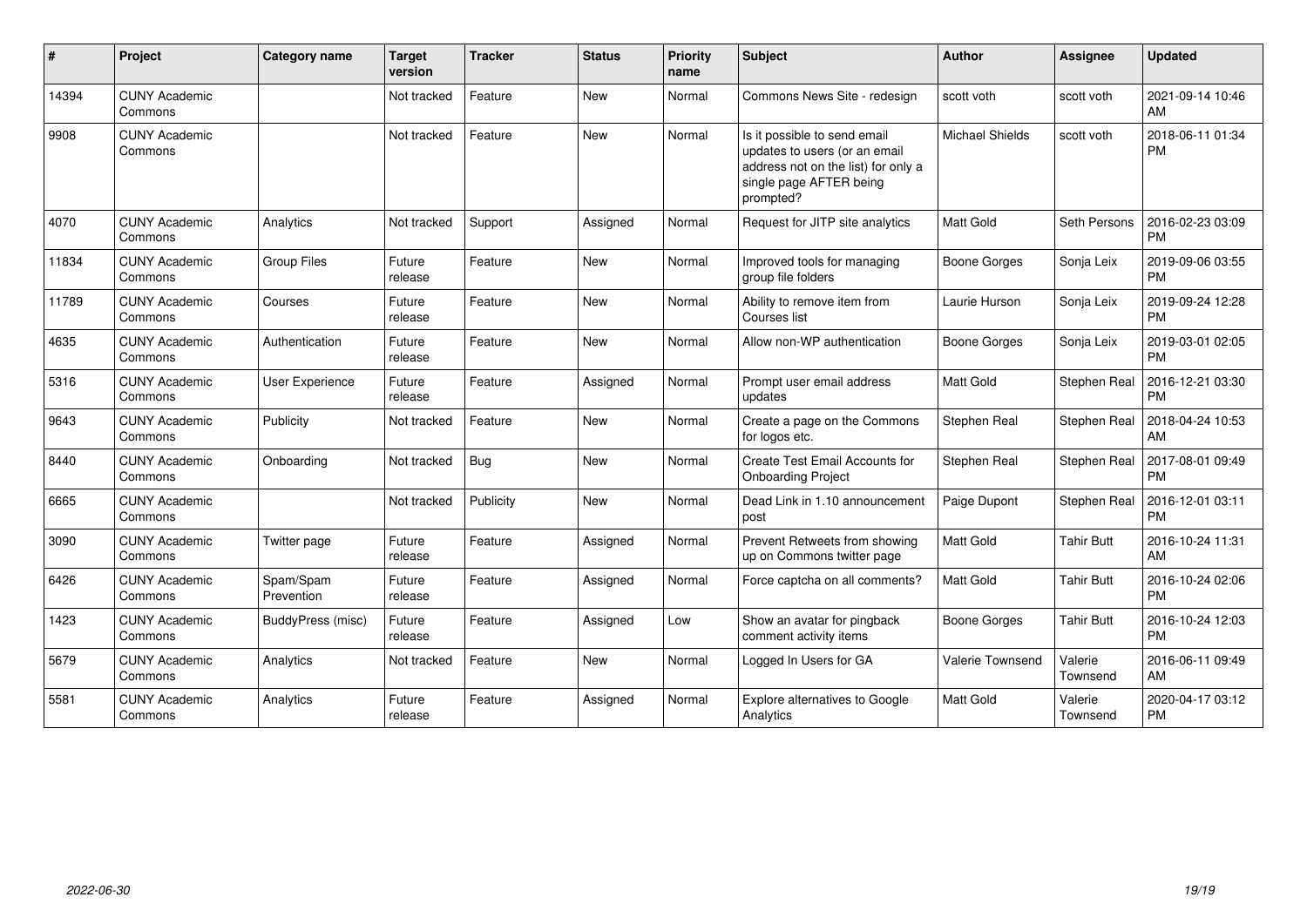| # | Project | Category name | Target version | Tracker | Status | Priority name | Subject | Author | Assignee | Updated |
|---|---|---|---|---|---|---|---|---|---|---|
| 14394 | CUNY Academic Commons | | Not tracked | Feature | New | Normal | Commons News Site - redesign | scott voth | scott voth | 2021-09-14 10:46 AM |
| 9908 | CUNY Academic Commons | | Not tracked | Feature | New | Normal | Is it possible to send email updates to users (or an email address not on the list) for only a single page AFTER being prompted? | Michael Shields | scott voth | 2018-06-11 01:34 PM |
| 4070 | CUNY Academic Commons | Analytics | Not tracked | Support | Assigned | Normal | Request for JITP site analytics | Matt Gold | Seth Persons | 2016-02-23 03:09 PM |
| 11834 | CUNY Academic Commons | Group Files | Future release | Feature | New | Normal | Improved tools for managing group file folders | Boone Gorges | Sonja Leix | 2019-09-06 03:55 PM |
| 11789 | CUNY Academic Commons | Courses | Future release | Feature | New | Normal | Ability to remove item from Courses list | Laurie Hurson | Sonja Leix | 2019-09-24 12:28 PM |
| 4635 | CUNY Academic Commons | Authentication | Future release | Feature | New | Normal | Allow non-WP authentication | Boone Gorges | Sonja Leix | 2019-03-01 02:05 PM |
| 5316 | CUNY Academic Commons | User Experience | Future release | Feature | Assigned | Normal | Prompt user email address updates | Matt Gold | Stephen Real | 2016-12-21 03:30 PM |
| 9643 | CUNY Academic Commons | Publicity | Not tracked | Feature | New | Normal | Create a page on the Commons for logos etc. | Stephen Real | Stephen Real | 2018-04-24 10:53 AM |
| 8440 | CUNY Academic Commons | Onboarding | Not tracked | Bug | New | Normal | Create Test Email Accounts for Onboarding Project | Stephen Real | Stephen Real | 2017-08-01 09:49 PM |
| 6665 | CUNY Academic Commons | | Not tracked | Publicity | New | Normal | Dead Link in 1.10 announcement post | Paige Dupont | Stephen Real | 2016-12-01 03:11 PM |
| 3090 | CUNY Academic Commons | Twitter page | Future release | Feature | Assigned | Normal | Prevent Retweets from showing up on Commons twitter page | Matt Gold | Tahir Butt | 2016-10-24 11:31 AM |
| 6426 | CUNY Academic Commons | Spam/Spam Prevention | Future release | Feature | Assigned | Normal | Force captcha on all comments? | Matt Gold | Tahir Butt | 2016-10-24 02:06 PM |
| 1423 | CUNY Academic Commons | BuddyPress (misc) | Future release | Feature | Assigned | Low | Show an avatar for pingback comment activity items | Boone Gorges | Tahir Butt | 2016-10-24 12:03 PM |
| 5679 | CUNY Academic Commons | Analytics | Not tracked | Feature | New | Normal | Logged In Users for GA | Valerie Townsend | Valerie Townsend | 2016-06-11 09:49 AM |
| 5581 | CUNY Academic Commons | Analytics | Future release | Feature | Assigned | Normal | Explore alternatives to Google Analytics | Matt Gold | Valerie Townsend | 2020-04-17 03:12 PM |